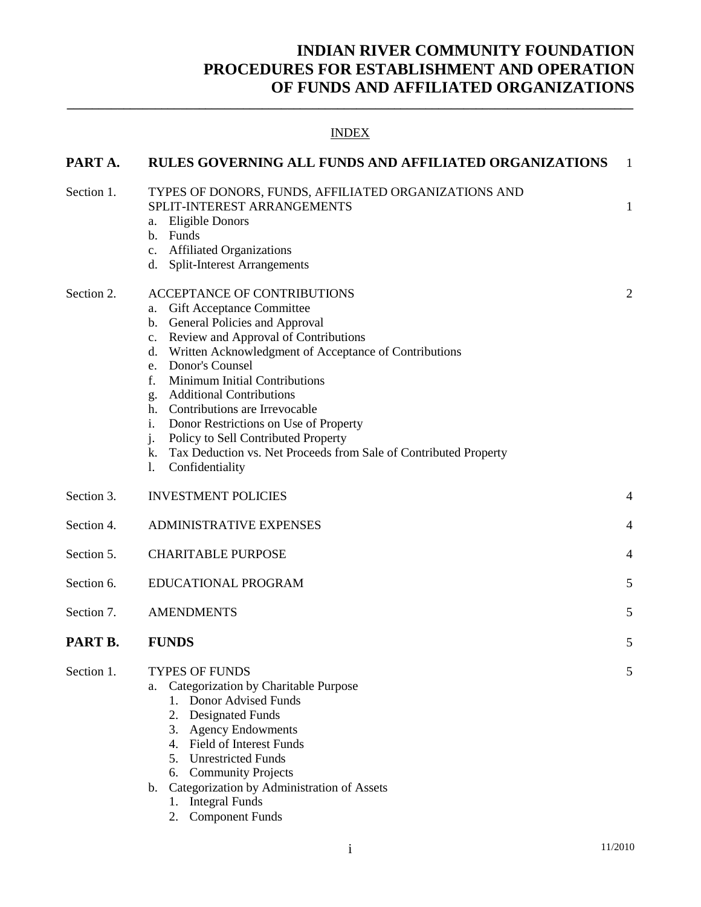# INDIAN RIVER COMMUNITY FOUNDATION PROCEDURES FOR ESTABLISHMENT AND OPERATION OF FUNDS AND AFFILIATED ORGANIZATIONS

INDEX

| | | |
|---|---|---|
| **PART A.** | **RULES GOVERNING ALL FUNDS AND AFFILIATED ORGANIZATIONS** | 1 |
| Section 1. | TYPES OF DONORS, FUNDS, AFFILIATED ORGANIZATIONS AND SPLIT-INTEREST ARRANGEMENTS<br>a. Eligible Donors<br>b. Funds<br>c. Affiliated Organizations<br>d. Split-Interest Arrangements | 1 |
| Section 2. | ACCEPTANCE OF CONTRIBUTIONS<br>a. Gift Acceptance Committee<br>b. General Policies and Approval<br>c. Review and Approval of Contributions<br>d. Written Acknowledgment of Acceptance of Contributions<br>e. Donor's Counsel<br>f. Minimum Initial Contributions<br>g. Additional Contributions<br>h. Contributions are Irrevocable<br>i. Donor Restrictions on Use of Property<br>j. Policy to Sell Contributed Property<br>k. Tax Deduction vs. Net Proceeds from Sale of Contributed Property<br>l. Confidentiality | 2 |
| Section 3. | INVESTMENT POLICIES | 4 |
| Section 4. | ADMINISTRATIVE EXPENSES | 4 |
| Section 5. | CHARITABLE PURPOSE | 4 |
| Section 6. | EDUCATIONAL PROGRAM | 5 |
| Section 7. | AMENDMENTS | 5 |
| **PART B.** | **FUNDS** | 5 |
| Section 1. | TYPES OF FUNDS<br>a. Categorization by Charitable Purpose<br>1. Donor Advised Funds<br>2. Designated Funds<br>3. Agency Endowments<br>4. Field of Interest Funds<br>5. Unrestricted Funds<br>6. Community Projects<br>b. Categorization by Administration of Assets<br>1. Integral Funds<br>2. Component Funds | 5 |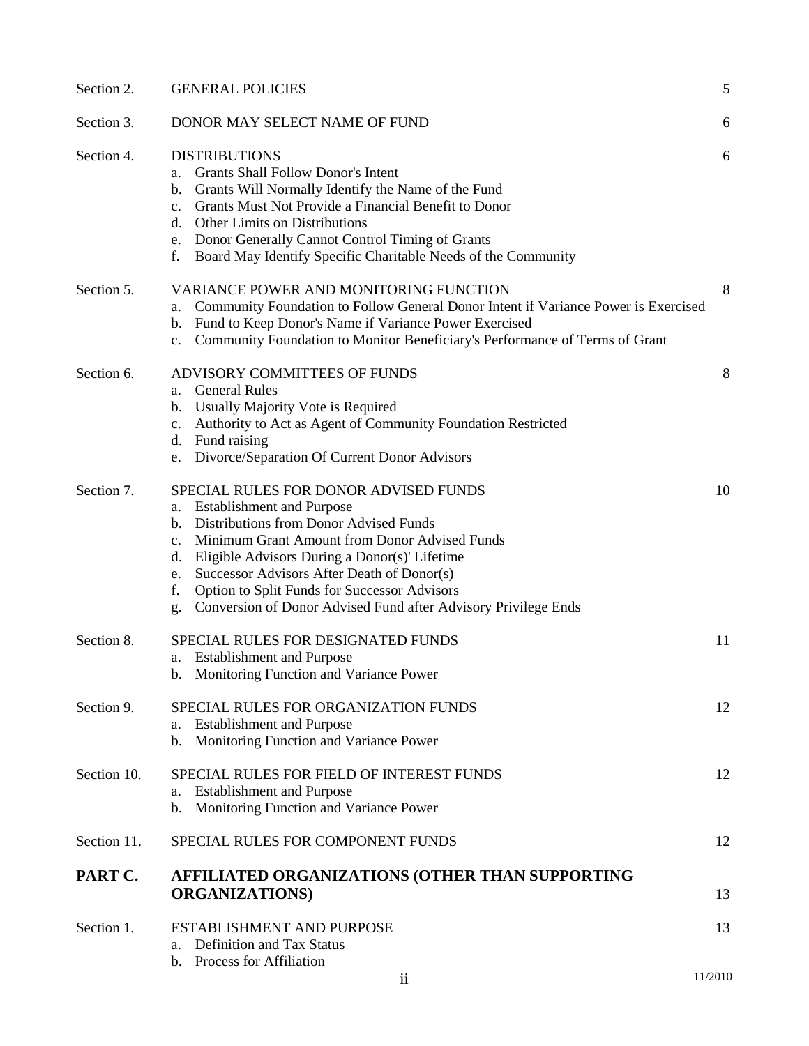Section 2. GENERAL POLICIES 5

Section 3. DONOR MAY SELECT NAME OF FUND 6

Section 4. DISTRIBUTIONS 6

a. Grants Shall Follow Donor's Intent
b. Grants Will Normally Identify the Name of the Fund
c. Grants Must Not Provide a Financial Benefit to Donor
d. Other Limits on Distributions
e. Donor Generally Cannot Control Timing of Grants
f. Board May Identify Specific Charitable Needs of the Community

Section 5. VARIANCE POWER AND MONITORING FUNCTION 8

a. Community Foundation to Follow General Donor Intent if Variance Power is Exercised
b. Fund to Keep Donor's Name if Variance Power Exercised
c. Community Foundation to Monitor Beneficiary's Performance of Terms of Grant

Section 6. ADVISORY COMMITTEES OF FUNDS 8

a. General Rules
b. Usually Majority Vote is Required
c. Authority to Act as Agent of Community Foundation Restricted
d. Fund raising
e. Divorce/Separation Of Current Donor Advisors

Section 7. SPECIAL RULES FOR DONOR ADVISED FUNDS 10

a. Establishment and Purpose
b. Distributions from Donor Advised Funds
c. Minimum Grant Amount from Donor Advised Funds
d. Eligible Advisors During a Donor(s)' Lifetime
e. Successor Advisors After Death of Donor(s)
f. Option to Split Funds for Successor Advisors
g. Conversion of Donor Advised Fund after Advisory Privilege Ends

Section 8. SPECIAL RULES FOR DESIGNATED FUNDS 11

a. Establishment and Purpose
b. Monitoring Function and Variance Power

Section 9. SPECIAL RULES FOR ORGANIZATION FUNDS 12

a. Establishment and Purpose
b. Monitoring Function and Variance Power

Section 10. SPECIAL RULES FOR FIELD OF INTEREST FUNDS 12

a. Establishment and Purpose
b. Monitoring Function and Variance Power

Section 11. SPECIAL RULES FOR COMPONENT FUNDS 12

**PART C. AFFILIATED ORGANIZATIONS (OTHER THAN SUPPORTING ORGANIZATIONS) 13**

Section 1. ESTABLISHMENT AND PURPOSE 13

a. Definition and Tax Status
b. Process for Affiliation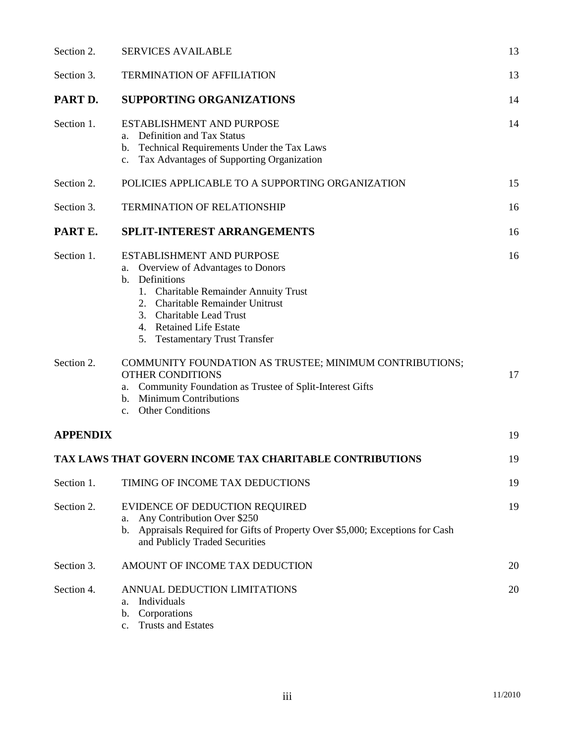| | | |
|---|---|---|
| Section 2. | SERVICES AVAILABLE | 13 |
| Section 3. | TERMINATION OF AFFILIATION | 13 |
| **PART D.** | **SUPPORTING ORGANIZATIONS** | 14 |
| Section 1. | ESTABLISHMENT AND PURPOSE<br>a. Definition and Tax Status<br>b. Technical Requirements Under the Tax Laws<br>c. Tax Advantages of Supporting Organization | 14 |
| Section 2. | POLICIES APPLICABLE TO A SUPPORTING ORGANIZATION | 15 |
| Section 3. | TERMINATION OF RELATIONSHIP | 16 |
| **PART E.** | **SPLIT-INTEREST ARRANGEMENTS** | 16 |
| Section 1. | ESTABLISHMENT AND PURPOSE<br>a. Overview of Advantages to Donors<br>b. Definitions<br>1. Charitable Remainder Annuity Trust<br>2. Charitable Remainder Unitrust<br>3. Charitable Lead Trust<br>4. Retained Life Estate<br>5. Testamentary Trust Transfer | 16 |
| Section 2. | COMMUNITY FOUNDATION AS TRUSTEE; MINIMUM CONTRIBUTIONS; OTHER CONDITIONS<br>a. Community Foundation as Trustee of Split-Interest Gifts<br>b. Minimum Contributions<br>c. Other Conditions | 17 |
| **APPENDIX** | | 19 |
| **TAX LAWS THAT GOVERN INCOME TAX CHARITABLE CONTRIBUTIONS** | | 19 |
| Section 1. | TIMING OF INCOME TAX DEDUCTIONS | 19 |
| Section 2. | EVIDENCE OF DEDUCTION REQUIRED<br>a. Any Contribution Over $250<br>b. Appraisals Required for Gifts of Property Over $5,000; Exceptions for Cash and Publicly Traded Securities | 19 |
| Section 3. | AMOUNT OF INCOME TAX DEDUCTION | 20 |
| Section 4. | ANNUAL DEDUCTION LIMITATIONS<br>a. Individuals<br>b. Corporations<br>c. Trusts and Estates | 20 |

11/2010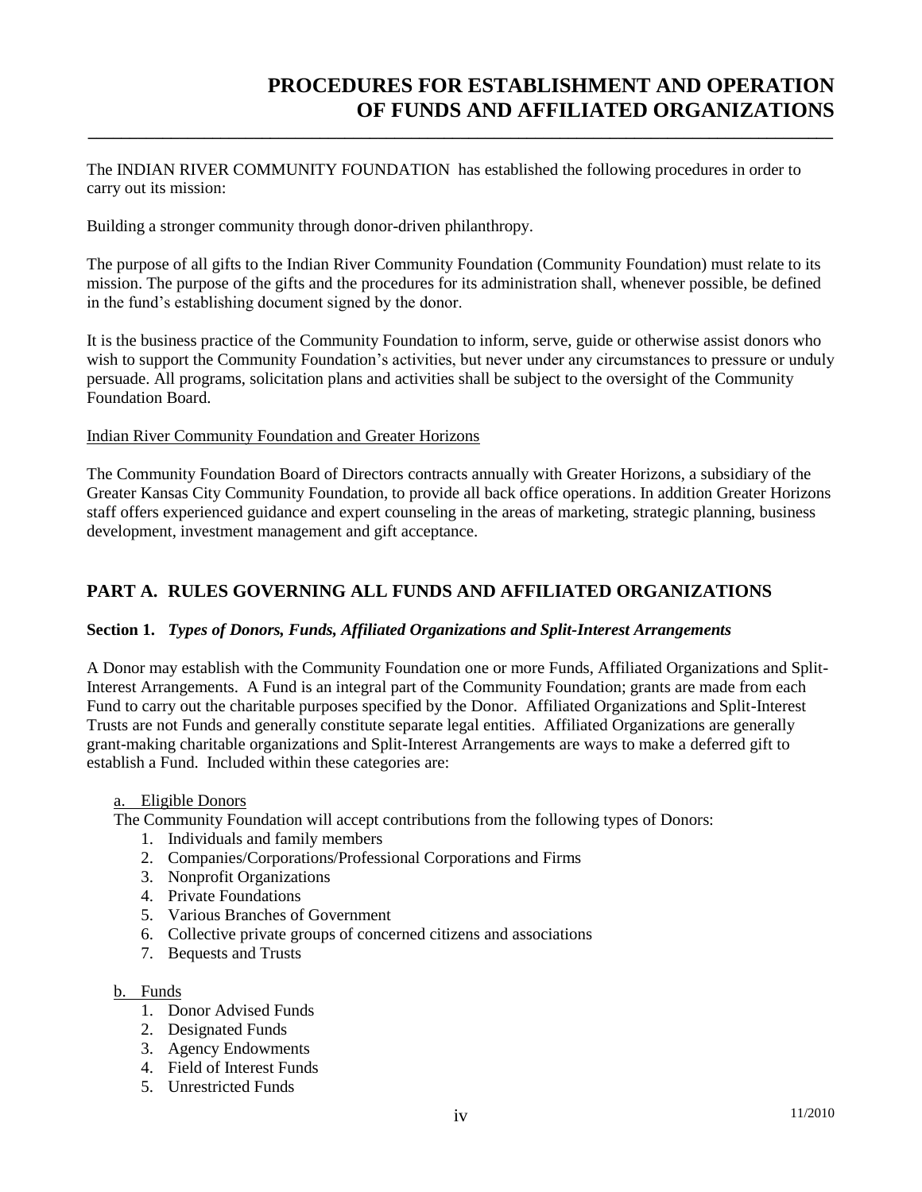# PROCEDURES FOR ESTABLISHMENT AND OPERATION OF FUNDS AND AFFILIATED ORGANIZATIONS

The INDIAN RIVER COMMUNITY FOUNDATION has established the following procedures in order to carry out its mission:

Building a stronger community through donor-driven philanthropy.

The purpose of all gifts to the Indian River Community Foundation (Community Foundation) must relate to its mission. The purpose of the gifts and the procedures for its administration shall, whenever possible, be defined in the fund's establishing document signed by the donor.

It is the business practice of the Community Foundation to inform, serve, guide or otherwise assist donors who wish to support the Community Foundation's activities, but never under any circumstances to pressure or unduly persuade. All programs, solicitation plans and activities shall be subject to the oversight of the Community Foundation Board.

Indian River Community Foundation and Greater Horizons

The Community Foundation Board of Directors contracts annually with Greater Horizons, a subsidiary of the Greater Kansas City Community Foundation, to provide all back office operations. In addition Greater Horizons staff offers experienced guidance and expert counseling in the areas of marketing, strategic planning, business development, investment management and gift acceptance.

## PART A. RULES GOVERNING ALL FUNDS AND AFFILIATED ORGANIZATIONS

### Section 1. *Types of Donors, Funds, Affiliated Organizations and Split-Interest Arrangements*

A Donor may establish with the Community Foundation one or more Funds, Affiliated Organizations and Split-Interest Arrangements. A Fund is an integral part of the Community Foundation; grants are made from each Fund to carry out the charitable purposes specified by the Donor. Affiliated Organizations and Split-Interest Trusts are not Funds and generally constitute separate legal entities. Affiliated Organizations are generally grant-making charitable organizations and Split-Interest Arrangements are ways to make a deferred gift to establish a Fund. Included within these categories are:

a. Eligible Donors

The Community Foundation will accept contributions from the following types of Donors:

1. Individuals and family members
2. Companies/Corporations/Professional Corporations and Firms
3. Nonprofit Organizations
4. Private Foundations
5. Various Branches of Government
6. Collective private groups of concerned citizens and associations
7. Bequests and Trusts

b. Funds

1. Donor Advised Funds
2. Designated Funds
3. Agency Endowments
4. Field of Interest Funds
5. Unrestricted Funds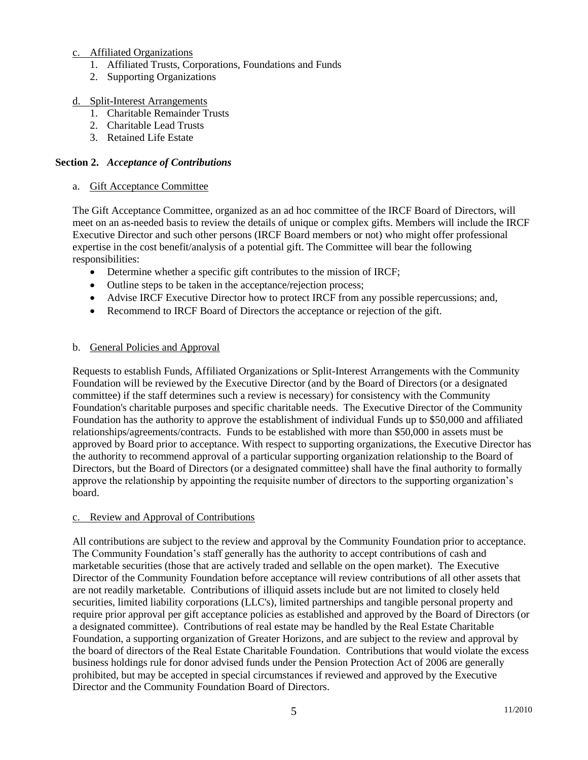c. Affiliated Organizations

1. Affiliated Trusts, Corporations, Foundations and Funds
2. Supporting Organizations

d. Split-Interest Arrangements

1. Charitable Remainder Trusts
2. Charitable Lead Trusts
3. Retained Life Estate

## Section 2. *Acceptance of Contributions*

a. Gift Acceptance Committee

The Gift Acceptance Committee, organized as an ad hoc committee of the IRCF Board of Directors, will meet on an as-needed basis to review the details of unique or complex gifts. Members will include the IRCF Executive Director and such other persons (IRCF Board members or not) who might offer professional expertise in the cost benefit/analysis of a potential gift. The Committee will bear the following responsibilities:

- Determine whether a specific gift contributes to the mission of IRCF;
- Outline steps to be taken in the acceptance/rejection process;
- Advise IRCF Executive Director how to protect IRCF from any possible repercussions; and,
- Recommend to IRCF Board of Directors the acceptance or rejection of the gift.

b. General Policies and Approval

Requests to establish Funds, Affiliated Organizations or Split-Interest Arrangements with the Community Foundation will be reviewed by the Executive Director (and by the Board of Directors (or a designated committee) if the staff determines such a review is necessary) for consistency with the Community Foundation's charitable purposes and specific charitable needs. The Executive Director of the Community Foundation has the authority to approve the establishment of individual Funds up to $50,000 and affiliated relationships/agreements/contracts. Funds to be established with more than $50,000 in assets must be approved by Board prior to acceptance. With respect to supporting organizations, the Executive Director has the authority to recommend approval of a particular supporting organization relationship to the Board of Directors, but the Board of Directors (or a designated committee) shall have the final authority to formally approve the relationship by appointing the requisite number of directors to the supporting organization's board.

c. Review and Approval of Contributions

All contributions are subject to the review and approval by the Community Foundation prior to acceptance. The Community Foundation's staff generally has the authority to accept contributions of cash and marketable securities (those that are actively traded and sellable on the open market). The Executive Director of the Community Foundation before acceptance will review contributions of all other assets that are not readily marketable. Contributions of illiquid assets include but are not limited to closely held securities, limited liability corporations (LLC's), limited partnerships and tangible personal property and require prior approval per gift acceptance policies as established and approved by the Board of Directors (or a designated committee). Contributions of real estate may be handled by the Real Estate Charitable Foundation, a supporting organization of Greater Horizons, and are subject to the review and approval by the board of directors of the Real Estate Charitable Foundation. Contributions that would violate the excess business holdings rule for donor advised funds under the Pension Protection Act of 2006 are generally prohibited, but may be accepted in special circumstances if reviewed and approved by the Executive Director and the Community Foundation Board of Directors.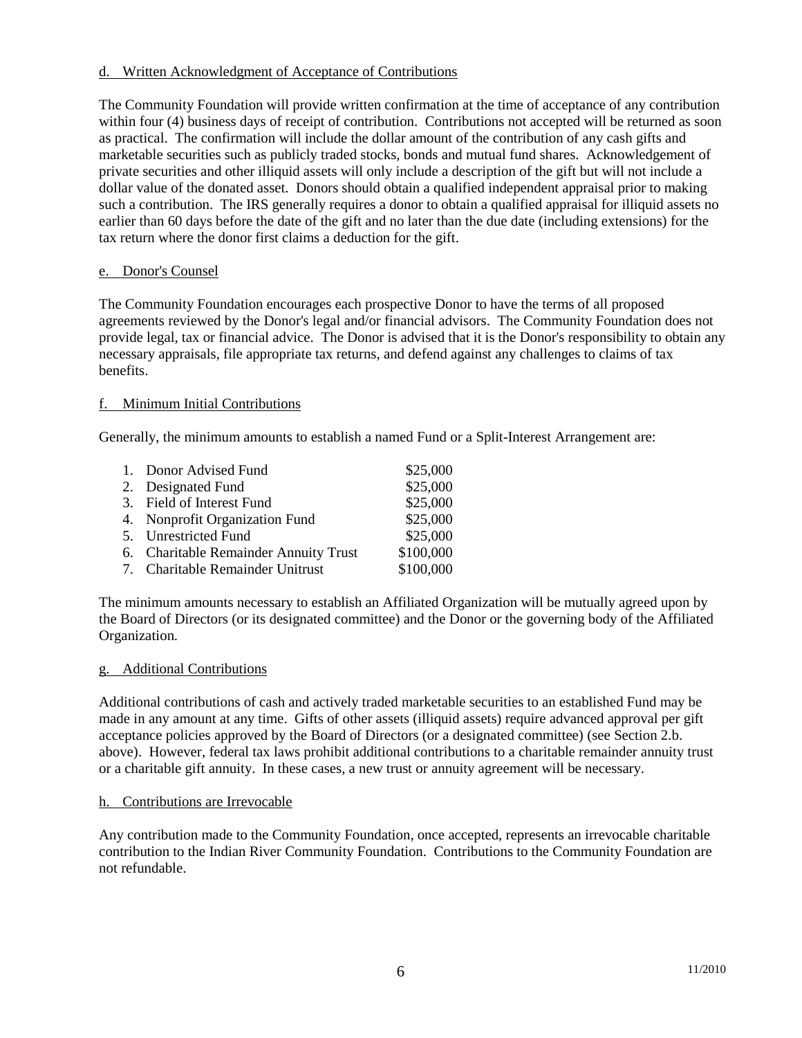### d. Written Acknowledgment of Acceptance of Contributions

The Community Foundation will provide written confirmation at the time of acceptance of any contribution within four (4) business days of receipt of contribution. Contributions not accepted will be returned as soon as practical. The confirmation will include the dollar amount of the contribution of any cash gifts and marketable securities such as publicly traded stocks, bonds and mutual fund shares. Acknowledgement of private securities and other illiquid assets will only include a description of the gift but will not include a dollar value of the donated asset. Donors should obtain a qualified independent appraisal prior to making such a contribution. The IRS generally requires a donor to obtain a qualified appraisal for illiquid assets no earlier than 60 days before the date of the gift and no later than the due date (including extensions) for the tax return where the donor first claims a deduction for the gift.

### e. Donor's Counsel

The Community Foundation encourages each prospective Donor to have the terms of all proposed agreements reviewed by the Donor's legal and/or financial advisors. The Community Foundation does not provide legal, tax or financial advice. The Donor is advised that it is the Donor's responsibility to obtain any necessary appraisals, file appropriate tax returns, and defend against any challenges to claims of tax benefits.

### f. Minimum Initial Contributions

Generally, the minimum amounts to establish a named Fund or a Split-Interest Arrangement are:

| | |
|---|---|
| 1. Donor Advised Fund | \$25,000 |
| 2. Designated Fund | \$25,000 |
| 3. Field of Interest Fund | \$25,000 |
| 4. Nonprofit Organization Fund | \$25,000 |
| 5. Unrestricted Fund | \$25,000 |
| 6. Charitable Remainder Annuity Trust | \$100,000 |
| 7. Charitable Remainder Unitrust | \$100,000 |

The minimum amounts necessary to establish an Affiliated Organization will be mutually agreed upon by the Board of Directors (or its designated committee) and the Donor or the governing body of the Affiliated Organization.

### g. Additional Contributions

Additional contributions of cash and actively traded marketable securities to an established Fund may be made in any amount at any time. Gifts of other assets (illiquid assets) require advanced approval per gift acceptance policies approved by the Board of Directors (or a designated committee) (see Section 2.b. above). However, federal tax laws prohibit additional contributions to a charitable remainder annuity trust or a charitable gift annuity. In these cases, a new trust or annuity agreement will be necessary.

### h. Contributions are Irrevocable

Any contribution made to the Community Foundation, once accepted, represents an irrevocable charitable contribution to the Indian River Community Foundation. Contributions to the Community Foundation are not refundable.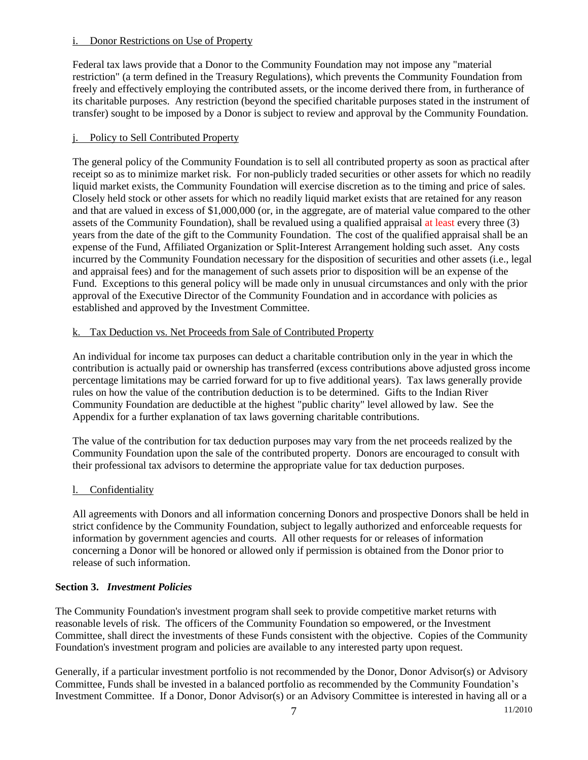i. Donor Restrictions on Use of Property

Federal tax laws provide that a Donor to the Community Foundation may not impose any "material restriction" (a term defined in the Treasury Regulations), which prevents the Community Foundation from freely and effectively employing the contributed assets, or the income derived there from, in furtherance of its charitable purposes. Any restriction (beyond the specified charitable purposes stated in the instrument of transfer) sought to be imposed by a Donor is subject to review and approval by the Community Foundation.

j. Policy to Sell Contributed Property

The general policy of the Community Foundation is to sell all contributed property as soon as practical after receipt so as to minimize market risk. For non-publicly traded securities or other assets for which no readily liquid market exists, the Community Foundation will exercise discretion as to the timing and price of sales. Closely held stock or other assets for which no readily liquid market exists that are retained for any reason and that are valued in excess of $1,000,000 (or, in the aggregate, are of material value compared to the other assets of the Community Foundation), shall be revalued using a qualified appraisal at least every three (3) years from the date of the gift to the Community Foundation. The cost of the qualified appraisal shall be an expense of the Fund, Affiliated Organization or Split-Interest Arrangement holding such asset. Any costs incurred by the Community Foundation necessary for the disposition of securities and other assets (i.e., legal and appraisal fees) and for the management of such assets prior to disposition will be an expense of the Fund. Exceptions to this general policy will be made only in unusual circumstances and only with the prior approval of the Executive Director of the Community Foundation and in accordance with policies as established and approved by the Investment Committee.

k. Tax Deduction vs. Net Proceeds from Sale of Contributed Property

An individual for income tax purposes can deduct a charitable contribution only in the year in which the contribution is actually paid or ownership has transferred (excess contributions above adjusted gross income percentage limitations may be carried forward for up to five additional years). Tax laws generally provide rules on how the value of the contribution deduction is to be determined. Gifts to the Indian River Community Foundation are deductible at the highest "public charity" level allowed by law. See the Appendix for a further explanation of tax laws governing charitable contributions.

The value of the contribution for tax deduction purposes may vary from the net proceeds realized by the Community Foundation upon the sale of the contributed property. Donors are encouraged to consult with their professional tax advisors to determine the appropriate value for tax deduction purposes.

l. Confidentiality

All agreements with Donors and all information concerning Donors and prospective Donors shall be held in strict confidence by the Community Foundation, subject to legally authorized and enforceable requests for information by government agencies and courts. All other requests for or releases of information concerning a Donor will be honored or allowed only if permission is obtained from the Donor prior to release of such information.

**Section 3. *Investment Policies***

The Community Foundation's investment program shall seek to provide competitive market returns with reasonable levels of risk. The officers of the Community Foundation so empowered, or the Investment Committee, shall direct the investments of these Funds consistent with the objective. Copies of the Community Foundation's investment program and policies are available to any interested party upon request.

Generally, if a particular investment portfolio is not recommended by the Donor, Donor Advisor(s) or Advisory Committee, Funds shall be invested in a balanced portfolio as recommended by the Community Foundation's Investment Committee. If a Donor, Donor Advisor(s) or an Advisory Committee is interested in having all or a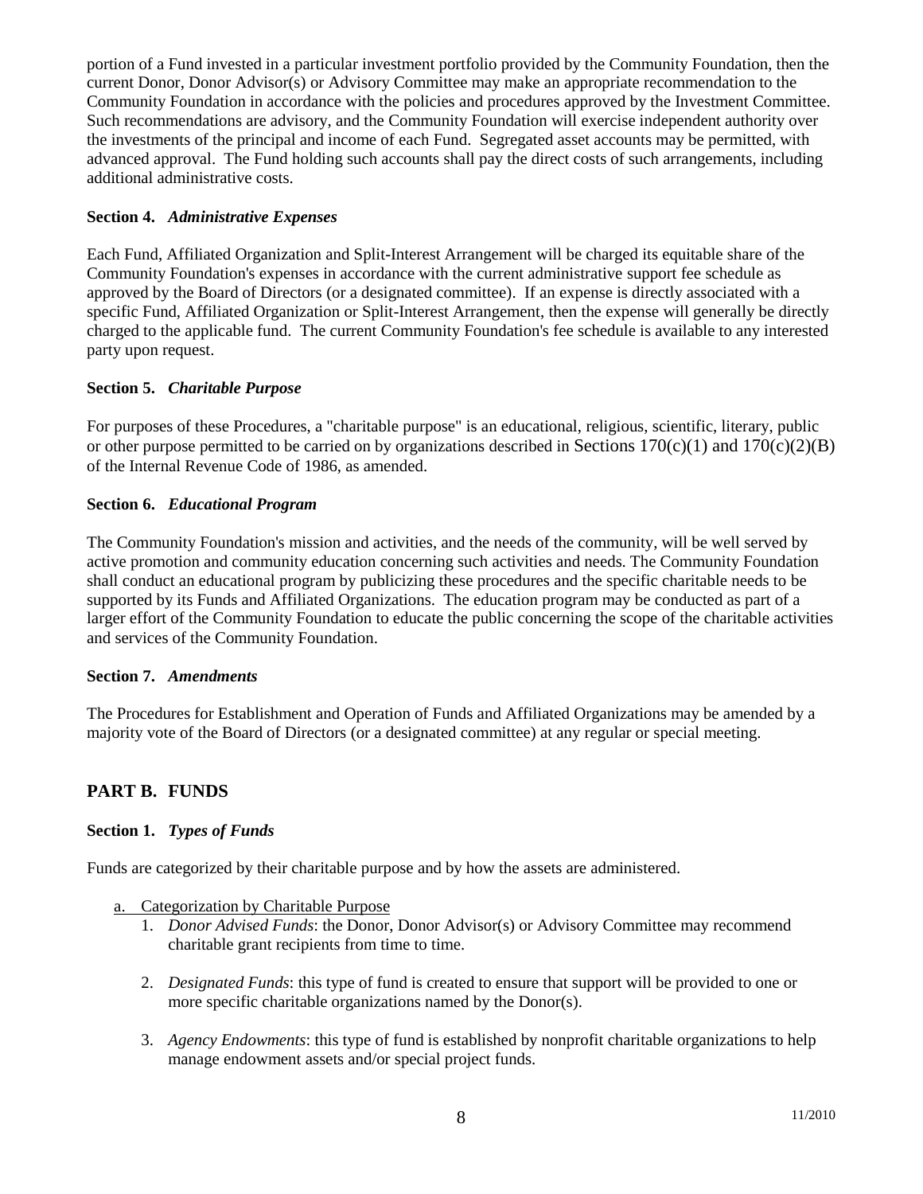portion of a Fund invested in a particular investment portfolio provided by the Community Foundation, then the current Donor, Donor Advisor(s) or Advisory Committee may make an appropriate recommendation to the Community Foundation in accordance with the policies and procedures approved by the Investment Committee. Such recommendations are advisory, and the Community Foundation will exercise independent authority over the investments of the principal and income of each Fund. Segregated asset accounts may be permitted, with advanced approval. The Fund holding such accounts shall pay the direct costs of such arrangements, including additional administrative costs.

**Section 4.** ***Administrative Expenses***

Each Fund, Affiliated Organization and Split-Interest Arrangement will be charged its equitable share of the Community Foundation's expenses in accordance with the current administrative support fee schedule as approved by the Board of Directors (or a designated committee). If an expense is directly associated with a specific Fund, Affiliated Organization or Split-Interest Arrangement, then the expense will generally be directly charged to the applicable fund. The current Community Foundation's fee schedule is available to any interested party upon request.

**Section 5.** ***Charitable Purpose***

For purposes of these Procedures, a "charitable purpose" is an educational, religious, scientific, literary, public or other purpose permitted to be carried on by organizations described in Sections 170(c)(1) and 170(c)(2)(B) of the Internal Revenue Code of 1986, as amended.

**Section 6.** ***Educational Program***

The Community Foundation's mission and activities, and the needs of the community, will be well served by active promotion and community education concerning such activities and needs. The Community Foundation shall conduct an educational program by publicizing these procedures and the specific charitable needs to be supported by its Funds and Affiliated Organizations. The education program may be conducted as part of a larger effort of the Community Foundation to educate the public concerning the scope of the charitable activities and services of the Community Foundation.

**Section 7.** ***Amendments***

The Procedures for Establishment and Operation of Funds and Affiliated Organizations may be amended by a majority vote of the Board of Directors (or a designated committee) at any regular or special meeting.

## PART B. FUNDS

**Section 1.** ***Types of Funds***

Funds are categorized by their charitable purpose and by how the assets are administered.

a. Categorization by Charitable Purpose

1. *Donor Advised Funds*: the Donor, Donor Advisor(s) or Advisory Committee may recommend charitable grant recipients from time to time.

2. *Designated Funds*: this type of fund is created to ensure that support will be provided to one or more specific charitable organizations named by the Donor(s).

3. *Agency Endowments*: this type of fund is established by nonprofit charitable organizations to help manage endowment assets and/or special project funds.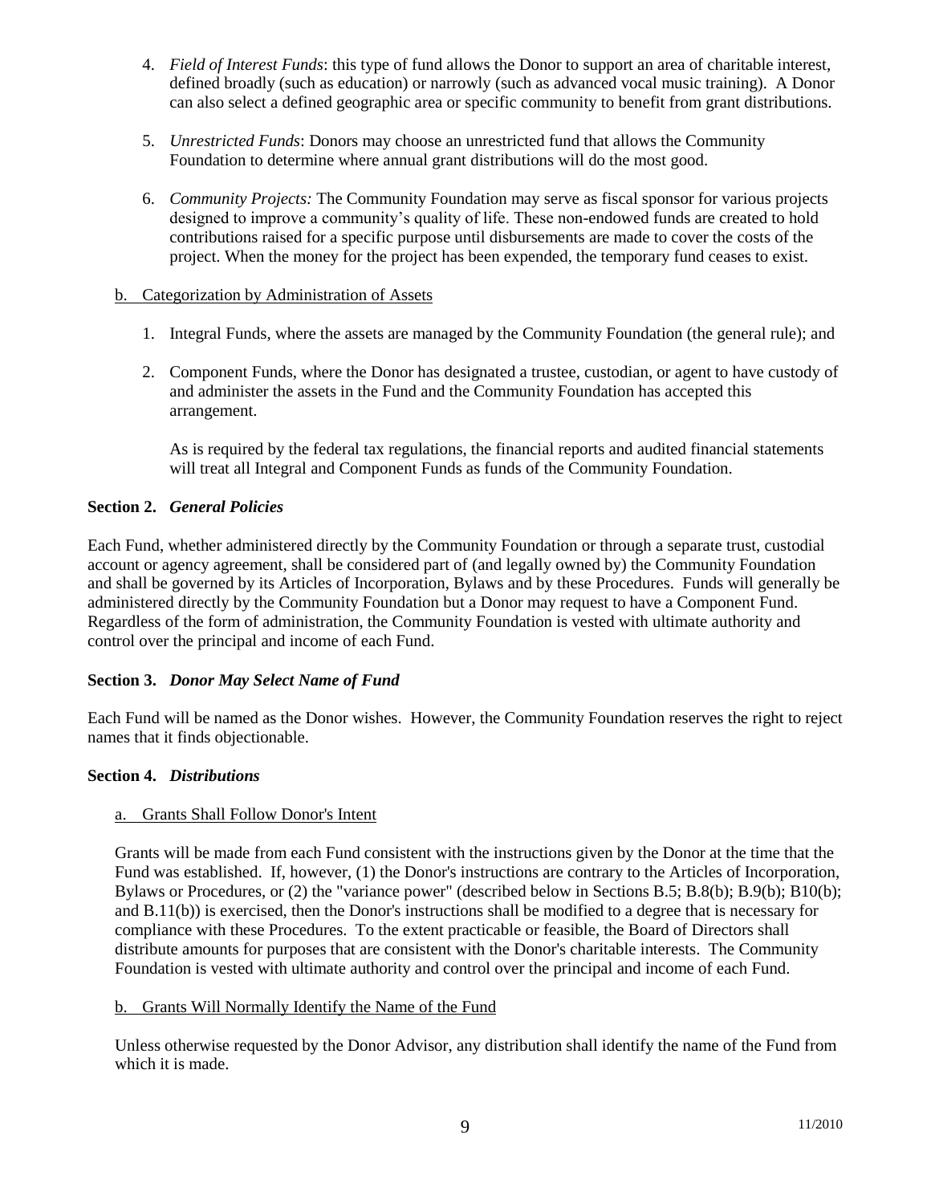4. *Field of Interest Funds*: this type of fund allows the Donor to support an area of charitable interest, defined broadly (such as education) or narrowly (such as advanced vocal music training). A Donor can also select a defined geographic area or specific community to benefit from grant distributions.

5. *Unrestricted Funds*: Donors may choose an unrestricted fund that allows the Community Foundation to determine where annual grant distributions will do the most good.

6. *Community Projects:* The Community Foundation may serve as fiscal sponsor for various projects designed to improve a community's quality of life. These non-endowed funds are created to hold contributions raised for a specific purpose until disbursements are made to cover the costs of the project. When the money for the project has been expended, the temporary fund ceases to exist.

b. Categorization by Administration of Assets

1. Integral Funds, where the assets are managed by the Community Foundation (the general rule); and

2. Component Funds, where the Donor has designated a trustee, custodian, or agent to have custody of and administer the assets in the Fund and the Community Foundation has accepted this arrangement.

   As is required by the federal tax regulations, the financial reports and audited financial statements will treat all Integral and Component Funds as funds of the Community Foundation.

**Section 2.** ***General Policies***

Each Fund, whether administered directly by the Community Foundation or through a separate trust, custodial account or agency agreement, shall be considered part of (and legally owned by) the Community Foundation and shall be governed by its Articles of Incorporation, Bylaws and by these Procedures. Funds will generally be administered directly by the Community Foundation but a Donor may request to have a Component Fund. Regardless of the form of administration, the Community Foundation is vested with ultimate authority and control over the principal and income of each Fund.

**Section 3.** ***Donor May Select Name of Fund***

Each Fund will be named as the Donor wishes. However, the Community Foundation reserves the right to reject names that it finds objectionable.

**Section 4.** ***Distributions***

a. Grants Shall Follow Donor's Intent

Grants will be made from each Fund consistent with the instructions given by the Donor at the time that the Fund was established. If, however, (1) the Donor's instructions are contrary to the Articles of Incorporation, Bylaws or Procedures, or (2) the "variance power" (described below in Sections B.5; B.8(b); B.9(b); B10(b); and B.11(b)) is exercised, then the Donor's instructions shall be modified to a degree that is necessary for compliance with these Procedures. To the extent practicable or feasible, the Board of Directors shall distribute amounts for purposes that are consistent with the Donor's charitable interests. The Community Foundation is vested with ultimate authority and control over the principal and income of each Fund.

b. Grants Will Normally Identify the Name of the Fund

Unless otherwise requested by the Donor Advisor, any distribution shall identify the name of the Fund from which it is made.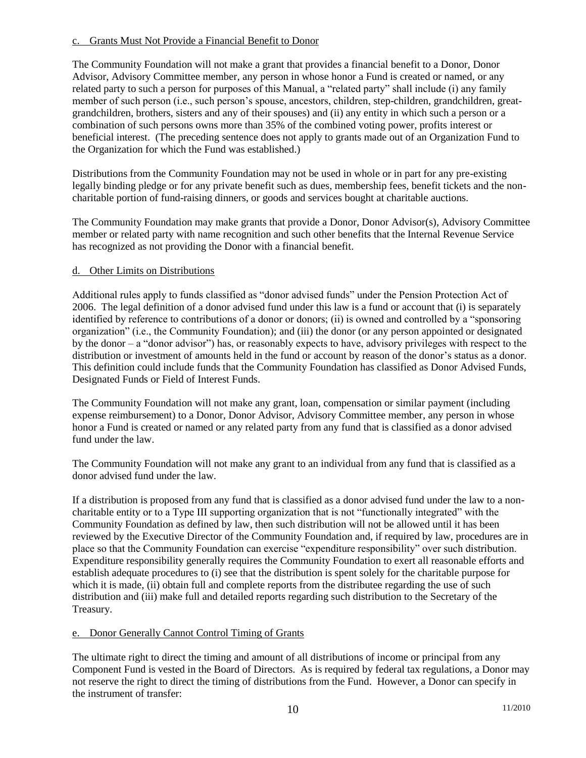c. Grants Must Not Provide a Financial Benefit to Donor

The Community Foundation will not make a grant that provides a financial benefit to a Donor, Donor Advisor, Advisory Committee member, any person in whose honor a Fund is created or named, or any related party to such a person for purposes of this Manual, a "related party" shall include (i) any family member of such person (i.e., such person's spouse, ancestors, children, step-children, grandchildren, great-grandchildren, brothers, sisters and any of their spouses) and (ii) any entity in which such a person or a combination of such persons owns more than 35% of the combined voting power, profits interest or beneficial interest. (The preceding sentence does not apply to grants made out of an Organization Fund to the Organization for which the Fund was established.)

Distributions from the Community Foundation may not be used in whole or in part for any pre-existing legally binding pledge or for any private benefit such as dues, membership fees, benefit tickets and the non-charitable portion of fund-raising dinners, or goods and services bought at charitable auctions.

The Community Foundation may make grants that provide a Donor, Donor Advisor(s), Advisory Committee member or related party with name recognition and such other benefits that the Internal Revenue Service has recognized as not providing the Donor with a financial benefit.

d. Other Limits on Distributions

Additional rules apply to funds classified as "donor advised funds" under the Pension Protection Act of 2006. The legal definition of a donor advised fund under this law is a fund or account that (i) is separately identified by reference to contributions of a donor or donors; (ii) is owned and controlled by a "sponsoring organization" (i.e., the Community Foundation); and (iii) the donor (or any person appointed or designated by the donor – a "donor advisor") has, or reasonably expects to have, advisory privileges with respect to the distribution or investment of amounts held in the fund or account by reason of the donor's status as a donor. This definition could include funds that the Community Foundation has classified as Donor Advised Funds, Designated Funds or Field of Interest Funds.

The Community Foundation will not make any grant, loan, compensation or similar payment (including expense reimbursement) to a Donor, Donor Advisor, Advisory Committee member, any person in whose honor a Fund is created or named or any related party from any fund that is classified as a donor advised fund under the law.

The Community Foundation will not make any grant to an individual from any fund that is classified as a donor advised fund under the law.

If a distribution is proposed from any fund that is classified as a donor advised fund under the law to a non-charitable entity or to a Type III supporting organization that is not "functionally integrated" with the Community Foundation as defined by law, then such distribution will not be allowed until it has been reviewed by the Executive Director of the Community Foundation and, if required by law, procedures are in place so that the Community Foundation can exercise "expenditure responsibility" over such distribution. Expenditure responsibility generally requires the Community Foundation to exert all reasonable efforts and establish adequate procedures to (i) see that the distribution is spent solely for the charitable purpose for which it is made, (ii) obtain full and complete reports from the distributee regarding the use of such distribution and (iii) make full and detailed reports regarding such distribution to the Secretary of the Treasury.

e. Donor Generally Cannot Control Timing of Grants

The ultimate right to direct the timing and amount of all distributions of income or principal from any Component Fund is vested in the Board of Directors. As is required by federal tax regulations, a Donor may not reserve the right to direct the timing of distributions from the Fund. However, a Donor can specify in the instrument of transfer: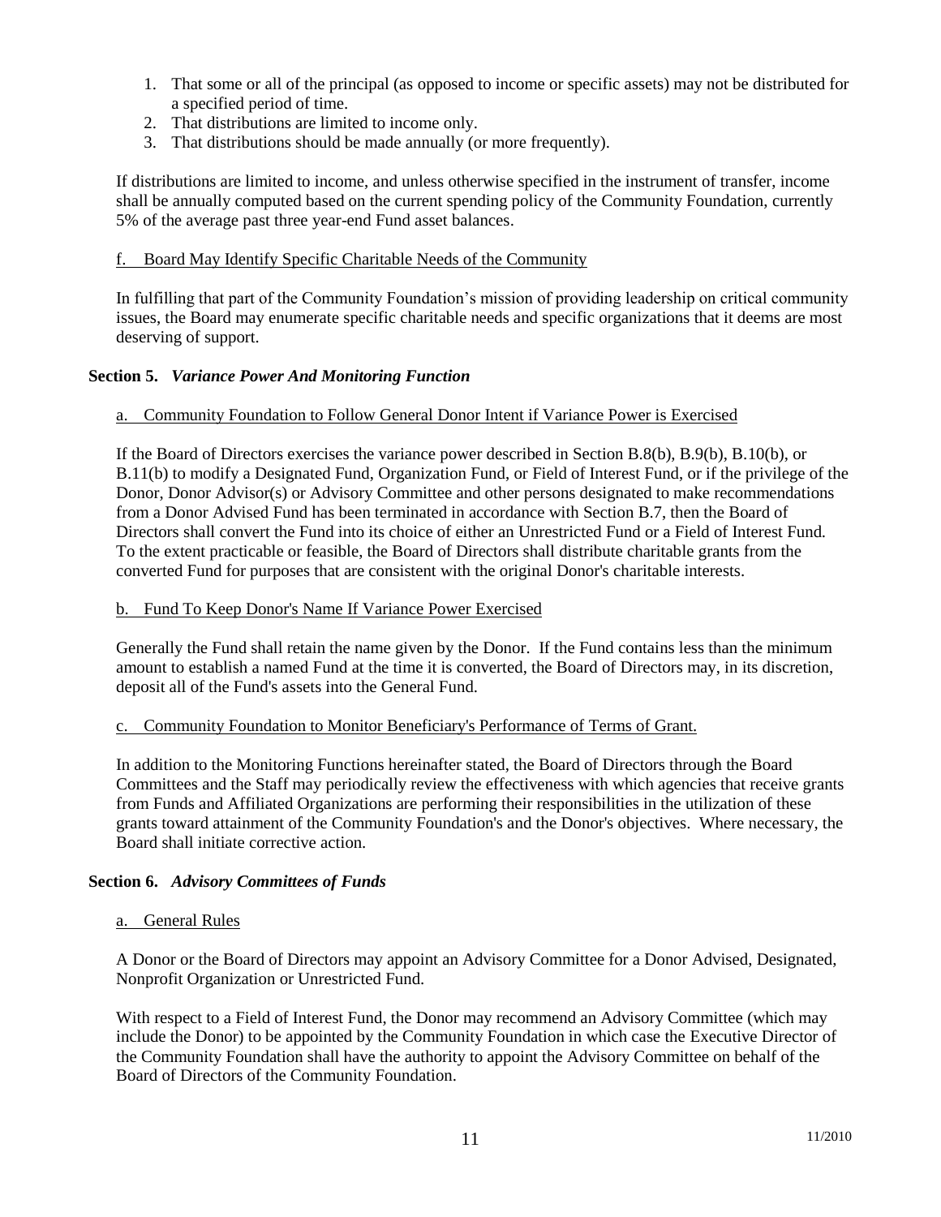1. That some or all of the principal (as opposed to income or specific assets) may not be distributed for a specified period of time.
2. That distributions are limited to income only.
3. That distributions should be made annually (or more frequently).

If distributions are limited to income, and unless otherwise specified in the instrument of transfer, income shall be annually computed based on the current spending policy of the Community Foundation, currently 5% of the average past three year-end Fund asset balances.

f. Board May Identify Specific Charitable Needs of the Community

In fulfilling that part of the Community Foundation's mission of providing leadership on critical community issues, the Board may enumerate specific charitable needs and specific organizations that it deems are most deserving of support.

**Section 5.** ***Variance Power And Monitoring Function***

a. Community Foundation to Follow General Donor Intent if Variance Power is Exercised

If the Board of Directors exercises the variance power described in Section B.8(b), B.9(b), B.10(b), or B.11(b) to modify a Designated Fund, Organization Fund, or Field of Interest Fund, or if the privilege of the Donor, Donor Advisor(s) or Advisory Committee and other persons designated to make recommendations from a Donor Advised Fund has been terminated in accordance with Section B.7, then the Board of Directors shall convert the Fund into its choice of either an Unrestricted Fund or a Field of Interest Fund. To the extent practicable or feasible, the Board of Directors shall distribute charitable grants from the converted Fund for purposes that are consistent with the original Donor's charitable interests.

b. Fund To Keep Donor's Name If Variance Power Exercised

Generally the Fund shall retain the name given by the Donor. If the Fund contains less than the minimum amount to establish a named Fund at the time it is converted, the Board of Directors may, in its discretion, deposit all of the Fund's assets into the General Fund.

c. Community Foundation to Monitor Beneficiary's Performance of Terms of Grant.

In addition to the Monitoring Functions hereinafter stated, the Board of Directors through the Board Committees and the Staff may periodically review the effectiveness with which agencies that receive grants from Funds and Affiliated Organizations are performing their responsibilities in the utilization of these grants toward attainment of the Community Foundation's and the Donor's objectives. Where necessary, the Board shall initiate corrective action.

**Section 6.** ***Advisory Committees of Funds***

a. General Rules

A Donor or the Board of Directors may appoint an Advisory Committee for a Donor Advised, Designated, Nonprofit Organization or Unrestricted Fund.

With respect to a Field of Interest Fund, the Donor may recommend an Advisory Committee (which may include the Donor) to be appointed by the Community Foundation in which case the Executive Director of the Community Foundation shall have the authority to appoint the Advisory Committee on behalf of the Board of Directors of the Community Foundation.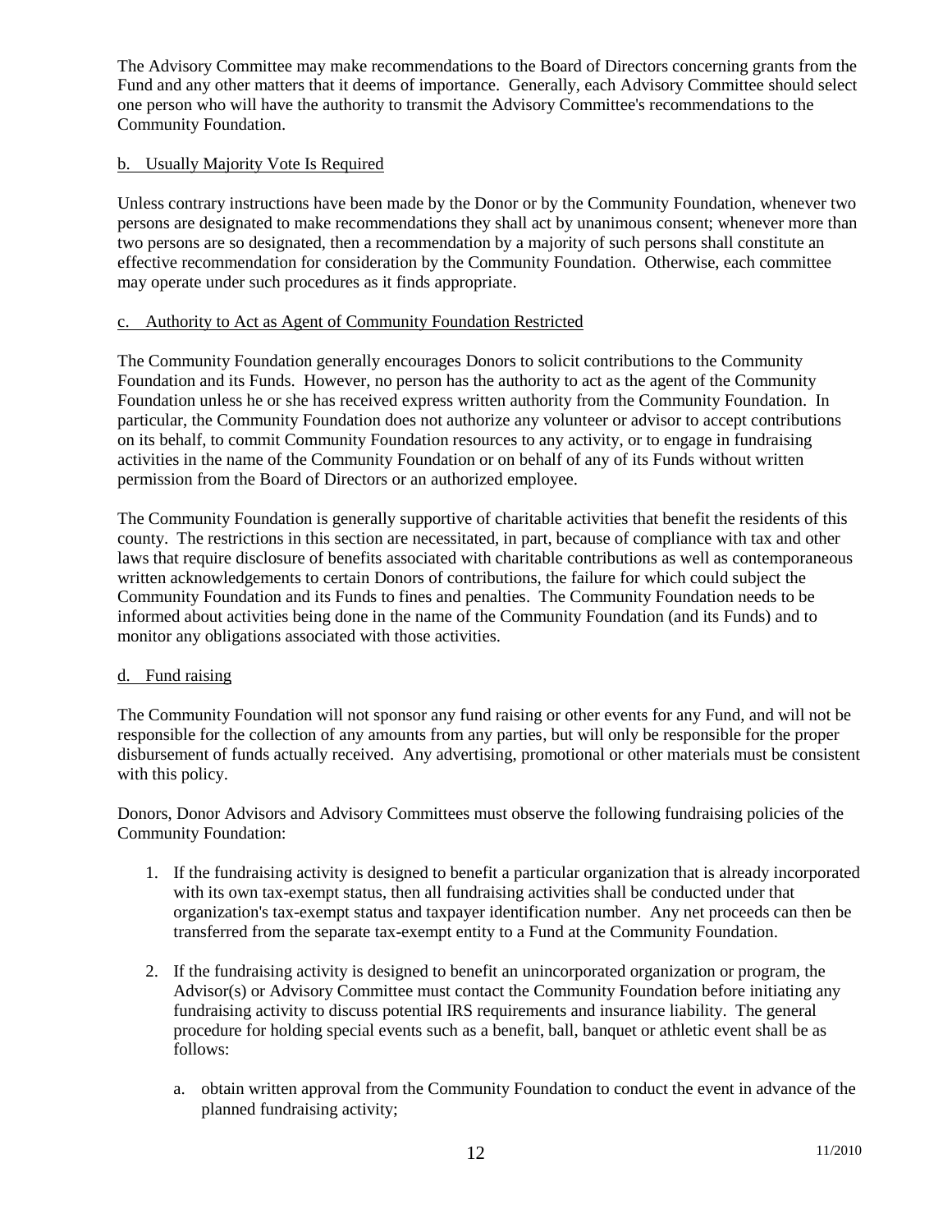The Advisory Committee may make recommendations to the Board of Directors concerning grants from the Fund and any other matters that it deems of importance. Generally, each Advisory Committee should select one person who will have the authority to transmit the Advisory Committee's recommendations to the Community Foundation.

b. Usually Majority Vote Is Required

Unless contrary instructions have been made by the Donor or by the Community Foundation, whenever two persons are designated to make recommendations they shall act by unanimous consent; whenever more than two persons are so designated, then a recommendation by a majority of such persons shall constitute an effective recommendation for consideration by the Community Foundation. Otherwise, each committee may operate under such procedures as it finds appropriate.

c. Authority to Act as Agent of Community Foundation Restricted

The Community Foundation generally encourages Donors to solicit contributions to the Community Foundation and its Funds. However, no person has the authority to act as the agent of the Community Foundation unless he or she has received express written authority from the Community Foundation. In particular, the Community Foundation does not authorize any volunteer or advisor to accept contributions on its behalf, to commit Community Foundation resources to any activity, or to engage in fundraising activities in the name of the Community Foundation or on behalf of any of its Funds without written permission from the Board of Directors or an authorized employee.

The Community Foundation is generally supportive of charitable activities that benefit the residents of this county. The restrictions in this section are necessitated, in part, because of compliance with tax and other laws that require disclosure of benefits associated with charitable contributions as well as contemporaneous written acknowledgements to certain Donors of contributions, the failure for which could subject the Community Foundation and its Funds to fines and penalties. The Community Foundation needs to be informed about activities being done in the name of the Community Foundation (and its Funds) and to monitor any obligations associated with those activities.

d. Fund raising

The Community Foundation will not sponsor any fund raising or other events for any Fund, and will not be responsible for the collection of any amounts from any parties, but will only be responsible for the proper disbursement of funds actually received. Any advertising, promotional or other materials must be consistent with this policy.

Donors, Donor Advisors and Advisory Committees must observe the following fundraising policies of the Community Foundation:

1. If the fundraising activity is designed to benefit a particular organization that is already incorporated with its own tax-exempt status, then all fundraising activities shall be conducted under that organization's tax-exempt status and taxpayer identification number. Any net proceeds can then be transferred from the separate tax-exempt entity to a Fund at the Community Foundation.

2. If the fundraising activity is designed to benefit an unincorporated organization or program, the Advisor(s) or Advisory Committee must contact the Community Foundation before initiating any fundraising activity to discuss potential IRS requirements and insurance liability. The general procedure for holding special events such as a benefit, ball, banquet or athletic event shall be as follows:

    a. obtain written approval from the Community Foundation to conduct the event in advance of the planned fundraising activity;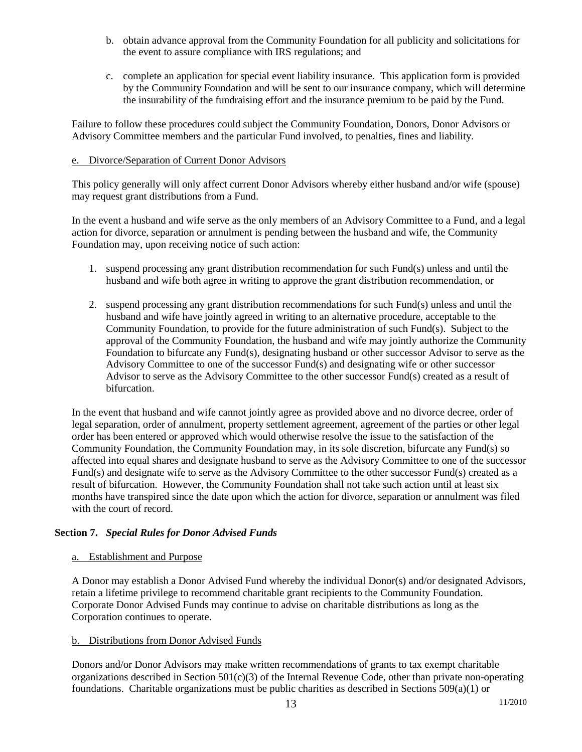b. obtain advance approval from the Community Foundation for all publicity and solicitations for the event to assure compliance with IRS regulations; and

c. complete an application for special event liability insurance. This application form is provided by the Community Foundation and will be sent to our insurance company, which will determine the insurability of the fundraising effort and the insurance premium to be paid by the Fund.

Failure to follow these procedures could subject the Community Foundation, Donors, Donor Advisors or Advisory Committee members and the particular Fund involved, to penalties, fines and liability.

e. Divorce/Separation of Current Donor Advisors

This policy generally will only affect current Donor Advisors whereby either husband and/or wife (spouse) may request grant distributions from a Fund.

In the event a husband and wife serve as the only members of an Advisory Committee to a Fund, and a legal action for divorce, separation or annulment is pending between the husband and wife, the Community Foundation may, upon receiving notice of such action:

1. suspend processing any grant distribution recommendation for such Fund(s) unless and until the husband and wife both agree in writing to approve the grant distribution recommendation, or

2. suspend processing any grant distribution recommendations for such Fund(s) unless and until the husband and wife have jointly agreed in writing to an alternative procedure, acceptable to the Community Foundation, to provide for the future administration of such Fund(s). Subject to the approval of the Community Foundation, the husband and wife may jointly authorize the Community Foundation to bifurcate any Fund(s), designating husband or other successor Advisor to serve as the Advisory Committee to one of the successor Fund(s) and designating wife or other successor Advisor to serve as the Advisory Committee to the other successor Fund(s) created as a result of bifurcation.

In the event that husband and wife cannot jointly agree as provided above and no divorce decree, order of legal separation, order of annulment, property settlement agreement, agreement of the parties or other legal order has been entered or approved which would otherwise resolve the issue to the satisfaction of the Community Foundation, the Community Foundation may, in its sole discretion, bifurcate any Fund(s) so affected into equal shares and designate husband to serve as the Advisory Committee to one of the successor Fund(s) and designate wife to serve as the Advisory Committee to the other successor Fund(s) created as a result of bifurcation. However, the Community Foundation shall not take such action until at least six months have transpired since the date upon which the action for divorce, separation or annulment was filed with the court of record.

## Section 7. *Special Rules for Donor Advised Funds*

a. Establishment and Purpose

A Donor may establish a Donor Advised Fund whereby the individual Donor(s) and/or designated Advisors, retain a lifetime privilege to recommend charitable grant recipients to the Community Foundation. Corporate Donor Advised Funds may continue to advise on charitable distributions as long as the Corporation continues to operate.

b. Distributions from Donor Advised Funds

Donors and/or Donor Advisors may make written recommendations of grants to tax exempt charitable organizations described in Section 501(c)(3) of the Internal Revenue Code, other than private non-operating foundations. Charitable organizations must be public charities as described in Sections 509(a)(1) or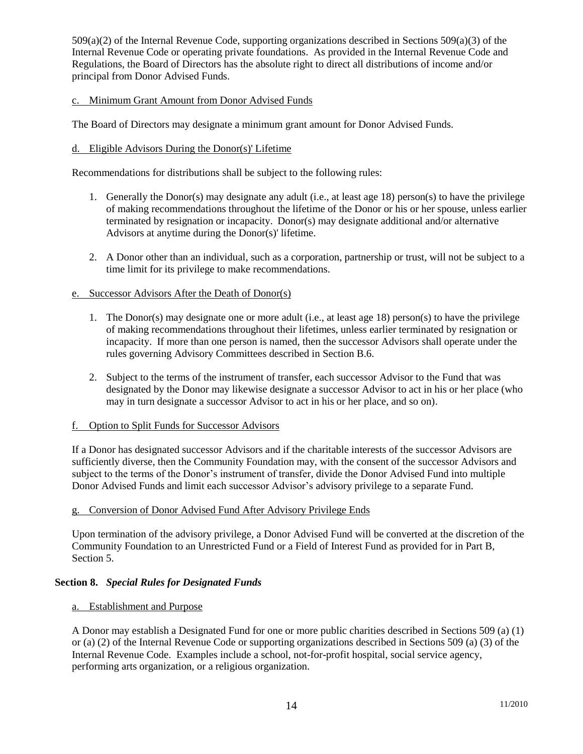509(a)(2) of the Internal Revenue Code, supporting organizations described in Sections 509(a)(3) of the Internal Revenue Code or operating private foundations. As provided in the Internal Revenue Code and Regulations, the Board of Directors has the absolute right to direct all distributions of income and/or principal from Donor Advised Funds.

c. Minimum Grant Amount from Donor Advised Funds

The Board of Directors may designate a minimum grant amount for Donor Advised Funds.

d. Eligible Advisors During the Donor(s)' Lifetime

Recommendations for distributions shall be subject to the following rules:

1. Generally the Donor(s) may designate any adult (i.e., at least age 18) person(s) to have the privilege of making recommendations throughout the lifetime of the Donor or his or her spouse, unless earlier terminated by resignation or incapacity. Donor(s) may designate additional and/or alternative Advisors at anytime during the Donor(s)' lifetime.

2. A Donor other than an individual, such as a corporation, partnership or trust, will not be subject to a time limit for its privilege to make recommendations.

e. Successor Advisors After the Death of Donor(s)

1. The Donor(s) may designate one or more adult (i.e., at least age 18) person(s) to have the privilege of making recommendations throughout their lifetimes, unless earlier terminated by resignation or incapacity. If more than one person is named, then the successor Advisors shall operate under the rules governing Advisory Committees described in Section B.6.

2. Subject to the terms of the instrument of transfer, each successor Advisor to the Fund that was designated by the Donor may likewise designate a successor Advisor to act in his or her place (who may in turn designate a successor Advisor to act in his or her place, and so on).

f. Option to Split Funds for Successor Advisors

If a Donor has designated successor Advisors and if the charitable interests of the successor Advisors are sufficiently diverse, then the Community Foundation may, with the consent of the successor Advisors and subject to the terms of the Donor's instrument of transfer, divide the Donor Advised Fund into multiple Donor Advised Funds and limit each successor Advisor's advisory privilege to a separate Fund.

g. Conversion of Donor Advised Fund After Advisory Privilege Ends

Upon termination of the advisory privilege, a Donor Advised Fund will be converted at the discretion of the Community Foundation to an Unrestricted Fund or a Field of Interest Fund as provided for in Part B, Section 5.

**Section 8.** ***Special Rules for Designated Funds***

a. Establishment and Purpose

A Donor may establish a Designated Fund for one or more public charities described in Sections 509 (a) (1) or (a) (2) of the Internal Revenue Code or supporting organizations described in Sections 509 (a) (3) of the Internal Revenue Code. Examples include a school, not-for-profit hospital, social service agency, performing arts organization, or a religious organization.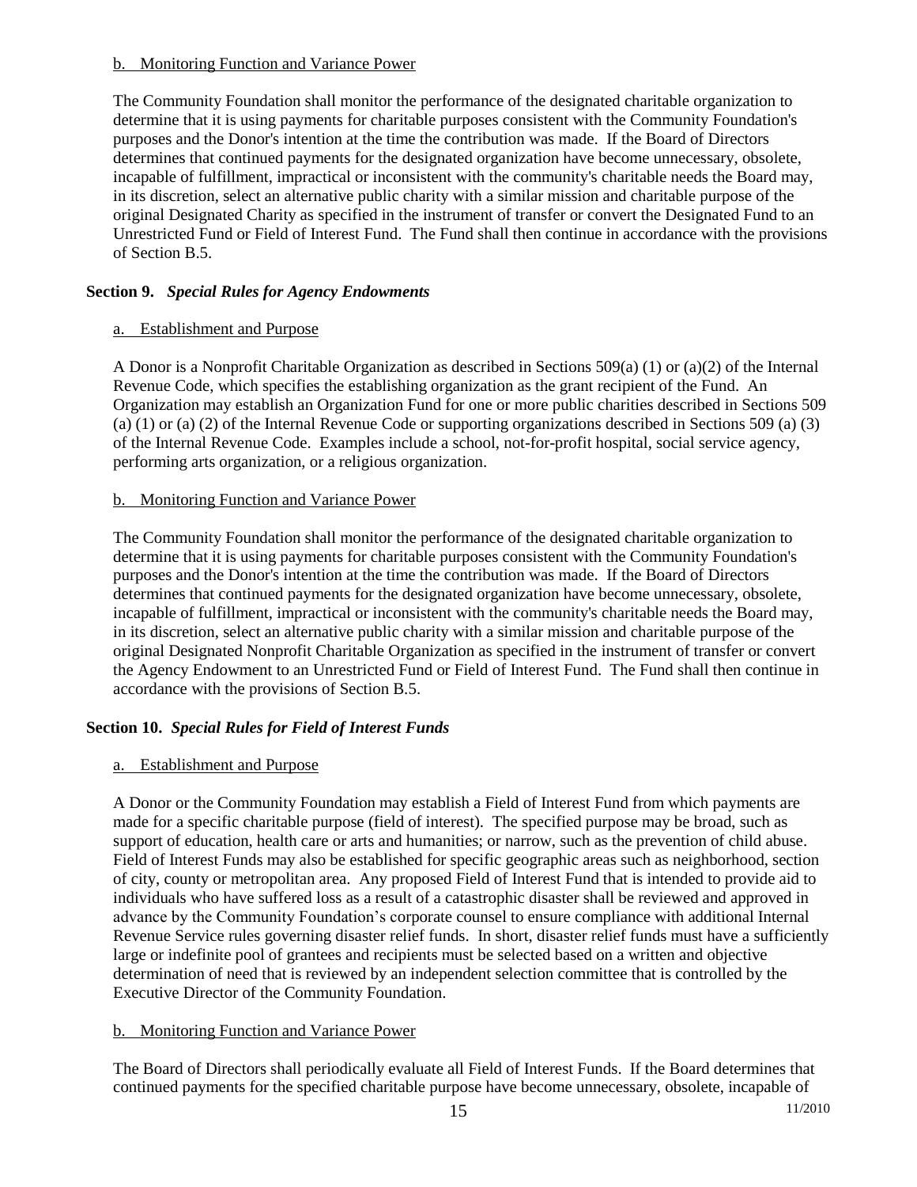b. Monitoring Function and Variance Power

The Community Foundation shall monitor the performance of the designated charitable organization to determine that it is using payments for charitable purposes consistent with the Community Foundation's purposes and the Donor's intention at the time the contribution was made. If the Board of Directors determines that continued payments for the designated organization have become unnecessary, obsolete, incapable of fulfillment, impractical or inconsistent with the community's charitable needs the Board may, in its discretion, select an alternative public charity with a similar mission and charitable purpose of the original Designated Charity as specified in the instrument of transfer or convert the Designated Fund to an Unrestricted Fund or Field of Interest Fund. The Fund shall then continue in accordance with the provisions of Section B.5.

### Section 9. *Special Rules for Agency Endowments*

a. Establishment and Purpose

A Donor is a Nonprofit Charitable Organization as described in Sections 509(a) (1) or (a)(2) of the Internal Revenue Code, which specifies the establishing organization as the grant recipient of the Fund. An Organization may establish an Organization Fund for one or more public charities described in Sections 509 (a) (1) or (a) (2) of the Internal Revenue Code or supporting organizations described in Sections 509 (a) (3) of the Internal Revenue Code. Examples include a school, not-for-profit hospital, social service agency, performing arts organization, or a religious organization.

b. Monitoring Function and Variance Power

The Community Foundation shall monitor the performance of the designated charitable organization to determine that it is using payments for charitable purposes consistent with the Community Foundation's purposes and the Donor's intention at the time the contribution was made. If the Board of Directors determines that continued payments for the designated organization have become unnecessary, obsolete, incapable of fulfillment, impractical or inconsistent with the community's charitable needs the Board may, in its discretion, select an alternative public charity with a similar mission and charitable purpose of the original Designated Nonprofit Charitable Organization as specified in the instrument of transfer or convert the Agency Endowment to an Unrestricted Fund or Field of Interest Fund. The Fund shall then continue in accordance with the provisions of Section B.5.

### Section 10. *Special Rules for Field of Interest Funds*

a. Establishment and Purpose

A Donor or the Community Foundation may establish a Field of Interest Fund from which payments are made for a specific charitable purpose (field of interest). The specified purpose may be broad, such as support of education, health care or arts and humanities; or narrow, such as the prevention of child abuse. Field of Interest Funds may also be established for specific geographic areas such as neighborhood, section of city, county or metropolitan area. Any proposed Field of Interest Fund that is intended to provide aid to individuals who have suffered loss as a result of a catastrophic disaster shall be reviewed and approved in advance by the Community Foundation's corporate counsel to ensure compliance with additional Internal Revenue Service rules governing disaster relief funds. In short, disaster relief funds must have a sufficiently large or indefinite pool of grantees and recipients must be selected based on a written and objective determination of need that is reviewed by an independent selection committee that is controlled by the Executive Director of the Community Foundation.

b. Monitoring Function and Variance Power

The Board of Directors shall periodically evaluate all Field of Interest Funds. If the Board determines that continued payments for the specified charitable purpose have become unnecessary, obsolete, incapable of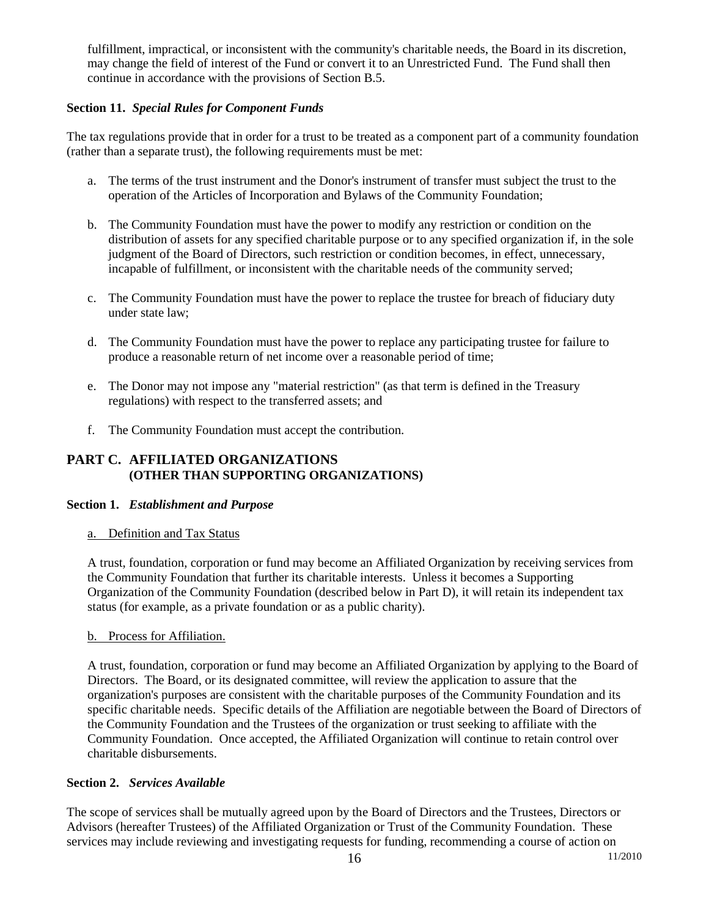fulfillment, impractical, or inconsistent with the community's charitable needs, the Board in its discretion, may change the field of interest of the Fund or convert it to an Unrestricted Fund. The Fund shall then continue in accordance with the provisions of Section B.5.

### Section 11. *Special Rules for Component Funds*

The tax regulations provide that in order for a trust to be treated as a component part of a community foundation (rather than a separate trust), the following requirements must be met:

a. The terms of the trust instrument and the Donor's instrument of transfer must subject the trust to the operation of the Articles of Incorporation and Bylaws of the Community Foundation;

b. The Community Foundation must have the power to modify any restriction or condition on the distribution of assets for any specified charitable purpose or to any specified organization if, in the sole judgment of the Board of Directors, such restriction or condition becomes, in effect, unnecessary, incapable of fulfillment, or inconsistent with the charitable needs of the community served;

c. The Community Foundation must have the power to replace the trustee for breach of fiduciary duty under state law;

d. The Community Foundation must have the power to replace any participating trustee for failure to produce a reasonable return of net income over a reasonable period of time;

e. The Donor may not impose any "material restriction" (as that term is defined in the Treasury regulations) with respect to the transferred assets; and

f. The Community Foundation must accept the contribution.

## PART C. AFFILIATED ORGANIZATIONS (OTHER THAN SUPPORTING ORGANIZATIONS)

### Section 1. *Establishment and Purpose*

a. Definition and Tax Status

A trust, foundation, corporation or fund may become an Affiliated Organization by receiving services from the Community Foundation that further its charitable interests. Unless it becomes a Supporting Organization of the Community Foundation (described below in Part D), it will retain its independent tax status (for example, as a private foundation or as a public charity).

b. Process for Affiliation.

A trust, foundation, corporation or fund may become an Affiliated Organization by applying to the Board of Directors. The Board, or its designated committee, will review the application to assure that the organization's purposes are consistent with the charitable purposes of the Community Foundation and its specific charitable needs. Specific details of the Affiliation are negotiable between the Board of Directors of the Community Foundation and the Trustees of the organization or trust seeking to affiliate with the Community Foundation. Once accepted, the Affiliated Organization will continue to retain control over charitable disbursements.

### Section 2. *Services Available*

The scope of services shall be mutually agreed upon by the Board of Directors and the Trustees, Directors or Advisors (hereafter Trustees) of the Affiliated Organization or Trust of the Community Foundation. These services may include reviewing and investigating requests for funding, recommending a course of action on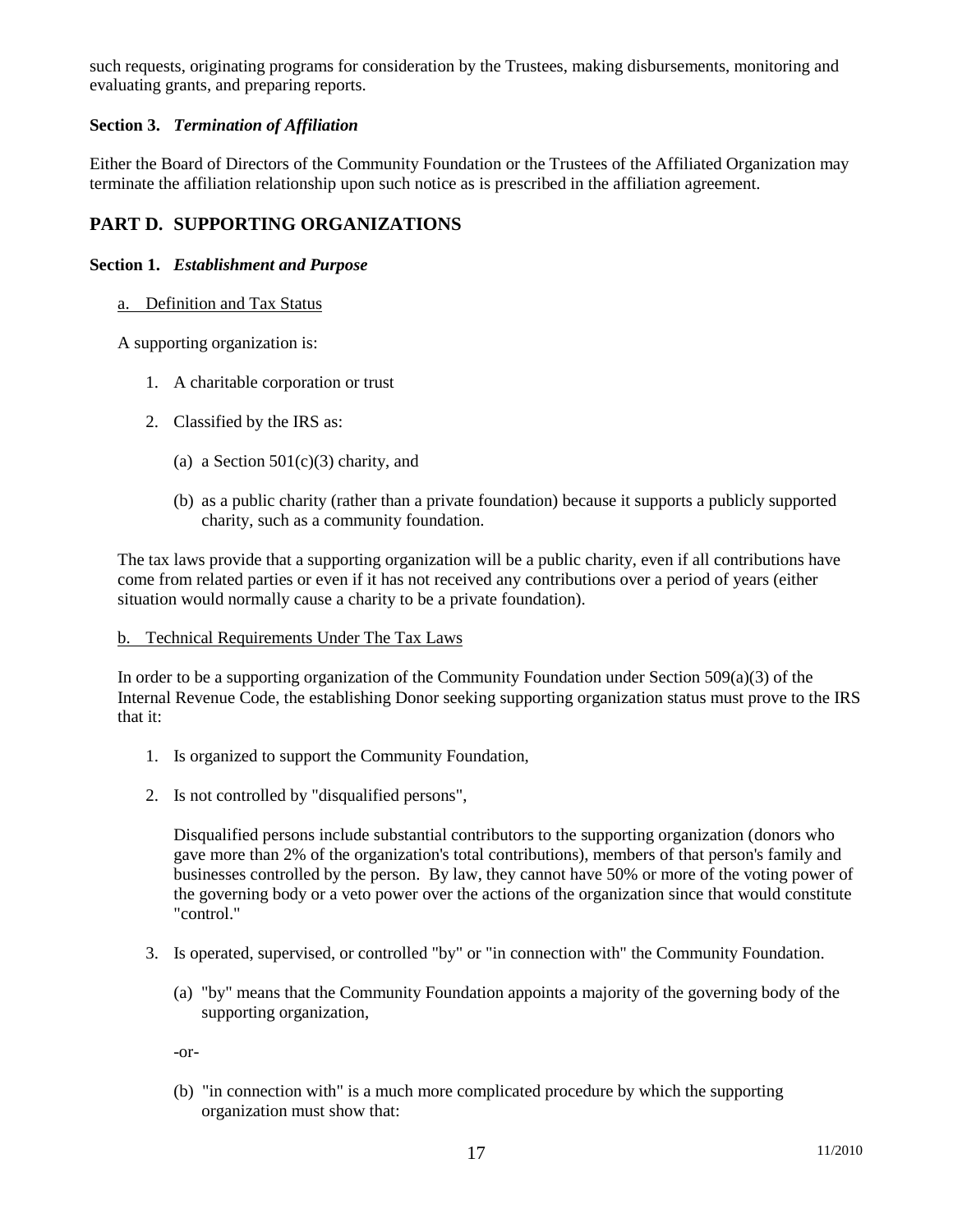such requests, originating programs for consideration by the Trustees, making disbursements, monitoring and evaluating grants, and preparing reports.

**Section 3.** ***Termination of Affiliation***

Either the Board of Directors of the Community Foundation or the Trustees of the Affiliated Organization may terminate the affiliation relationship upon such notice as is prescribed in the affiliation agreement.

## PART D. SUPPORTING ORGANIZATIONS

**Section 1.** ***Establishment and Purpose***

a. Definition and Tax Status

A supporting organization is:

1. A charitable corporation or trust
2. Classified by the IRS as:
   - (a) a Section 501(c)(3) charity, and
   - (b) as a public charity (rather than a private foundation) because it supports a publicly supported charity, such as a community foundation.

The tax laws provide that a supporting organization will be a public charity, even if all contributions have come from related parties or even if it has not received any contributions over a period of years (either situation would normally cause a charity to be a private foundation).

b. Technical Requirements Under The Tax Laws

In order to be a supporting organization of the Community Foundation under Section 509(a)(3) of the Internal Revenue Code, the establishing Donor seeking supporting organization status must prove to the IRS that it:

1. Is organized to support the Community Foundation,
2. Is not controlled by "disqualified persons",

   Disqualified persons include substantial contributors to the supporting organization (donors who gave more than 2% of the organization's total contributions), members of that person's family and businesses controlled by the person. By law, they cannot have 50% or more of the voting power of the governing body or a veto power over the actions of the organization since that would constitute "control."

3. Is operated, supervised, or controlled "by" or "in connection with" the Community Foundation.
   - (a) "by" means that the Community Foundation appoints a majority of the governing body of the supporting organization,

   -or-

   - (b) "in connection with" is a much more complicated procedure by which the supporting organization must show that: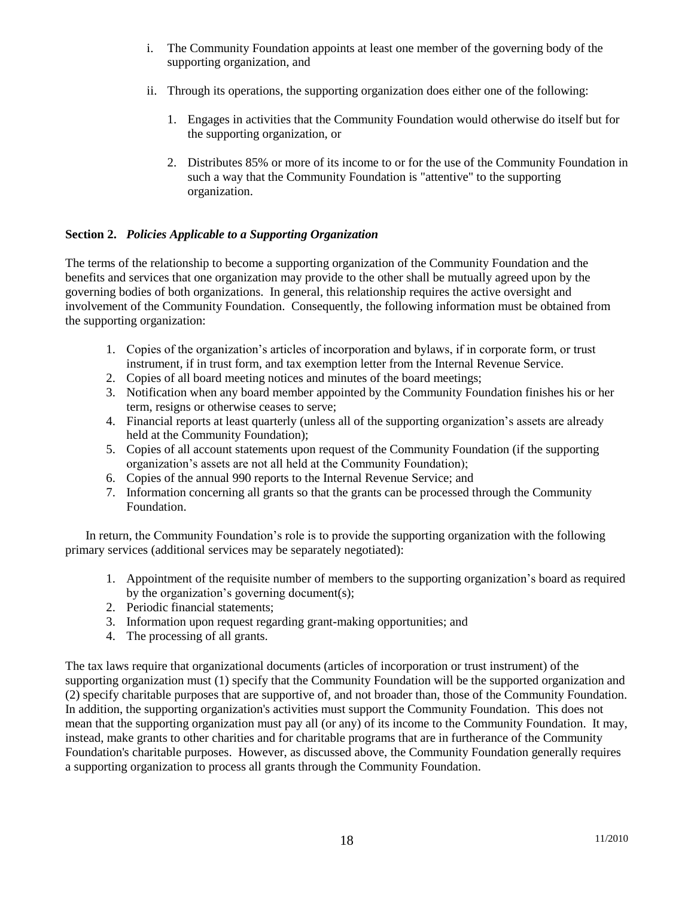i. The Community Foundation appoints at least one member of the governing body of the supporting organization, and

ii. Through its operations, the supporting organization does either one of the following:

    1. Engages in activities that the Community Foundation would otherwise do itself but for the supporting organization, or

    2. Distributes 85% or more of its income to or for the use of the Community Foundation in such a way that the Community Foundation is "attentive" to the supporting organization.

**Section 2.** ***Policies Applicable to a Supporting Organization***

The terms of the relationship to become a supporting organization of the Community Foundation and the benefits and services that one organization may provide to the other shall be mutually agreed upon by the governing bodies of both organizations. In general, this relationship requires the active oversight and involvement of the Community Foundation. Consequently, the following information must be obtained from the supporting organization:

1. Copies of the organization's articles of incorporation and bylaws, if in corporate form, or trust instrument, if in trust form, and tax exemption letter from the Internal Revenue Service.
2. Copies of all board meeting notices and minutes of the board meetings;
3. Notification when any board member appointed by the Community Foundation finishes his or her term, resigns or otherwise ceases to serve;
4. Financial reports at least quarterly (unless all of the supporting organization's assets are already held at the Community Foundation);
5. Copies of all account statements upon request of the Community Foundation (if the supporting organization's assets are not all held at the Community Foundation);
6. Copies of the annual 990 reports to the Internal Revenue Service; and
7. Information concerning all grants so that the grants can be processed through the Community Foundation.

In return, the Community Foundation's role is to provide the supporting organization with the following primary services (additional services may be separately negotiated):

1. Appointment of the requisite number of members to the supporting organization's board as required by the organization's governing document(s);
2. Periodic financial statements;
3. Information upon request regarding grant-making opportunities; and
4. The processing of all grants.

The tax laws require that organizational documents (articles of incorporation or trust instrument) of the supporting organization must (1) specify that the Community Foundation will be the supported organization and (2) specify charitable purposes that are supportive of, and not broader than, those of the Community Foundation. In addition, the supporting organization's activities must support the Community Foundation. This does not mean that the supporting organization must pay all (or any) of its income to the Community Foundation. It may, instead, make grants to other charities and for charitable programs that are in furtherance of the Community Foundation's charitable purposes. However, as discussed above, the Community Foundation generally requires a supporting organization to process all grants through the Community Foundation.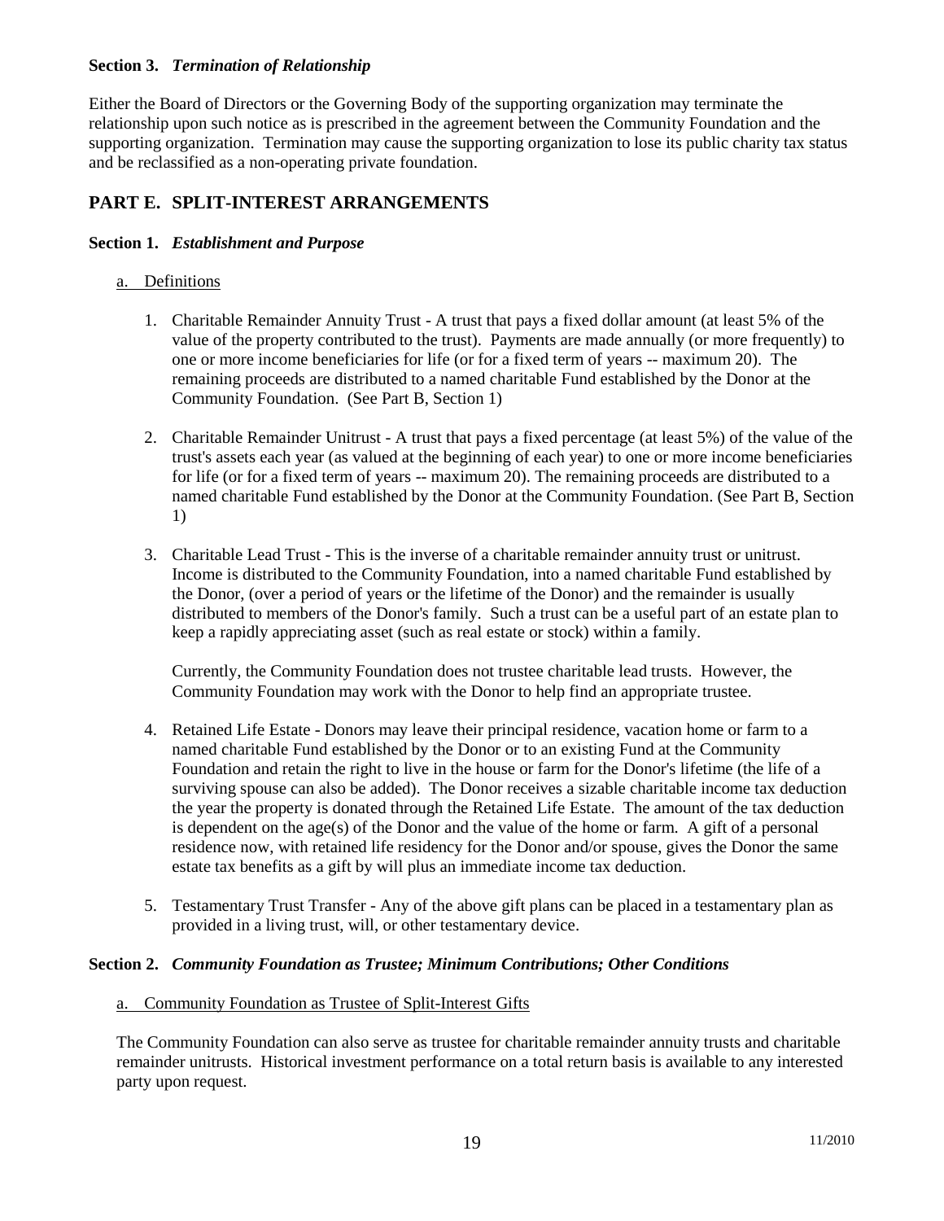**Section 3.** ***Termination of Relationship***

Either the Board of Directors or the Governing Body of the supporting organization may terminate the relationship upon such notice as is prescribed in the agreement between the Community Foundation and the supporting organization. Termination may cause the supporting organization to lose its public charity tax status and be reclassified as a non-operating private foundation.

## PART E. SPLIT-INTEREST ARRANGEMENTS

**Section 1.** ***Establishment and Purpose***

a. <u>Definitions</u>

1. Charitable Remainder Annuity Trust - A trust that pays a fixed dollar amount (at least 5% of the value of the property contributed to the trust). Payments are made annually (or more frequently) to one or more income beneficiaries for life (or for a fixed term of years -- maximum 20). The remaining proceeds are distributed to a named charitable Fund established by the Donor at the Community Foundation. (See Part B, Section 1)

2. Charitable Remainder Unitrust - A trust that pays a fixed percentage (at least 5%) of the value of the trust's assets each year (as valued at the beginning of each year) to one or more income beneficiaries for life (or for a fixed term of years -- maximum 20). The remaining proceeds are distributed to a named charitable Fund established by the Donor at the Community Foundation. (See Part B, Section 1)

3. Charitable Lead Trust - This is the inverse of a charitable remainder annuity trust or unitrust. Income is distributed to the Community Foundation, into a named charitable Fund established by the Donor, (over a period of years or the lifetime of the Donor) and the remainder is usually distributed to members of the Donor's family. Such a trust can be a useful part of an estate plan to keep a rapidly appreciating asset (such as real estate or stock) within a family.

   Currently, the Community Foundation does not trustee charitable lead trusts. However, the Community Foundation may work with the Donor to help find an appropriate trustee.

4. Retained Life Estate - Donors may leave their principal residence, vacation home or farm to a named charitable Fund established by the Donor or to an existing Fund at the Community Foundation and retain the right to live in the house or farm for the Donor's lifetime (the life of a surviving spouse can also be added). The Donor receives a sizable charitable income tax deduction the year the property is donated through the Retained Life Estate. The amount of the tax deduction is dependent on the age(s) of the Donor and the value of the home or farm. A gift of a personal residence now, with retained life residency for the Donor and/or spouse, gives the Donor the same estate tax benefits as a gift by will plus an immediate income tax deduction.

5. Testamentary Trust Transfer - Any of the above gift plans can be placed in a testamentary plan as provided in a living trust, will, or other testamentary device.

**Section 2.** ***Community Foundation as Trustee; Minimum Contributions; Other Conditions***

a. <u>Community Foundation as Trustee of Split-Interest Gifts</u>

The Community Foundation can also serve as trustee for charitable remainder annuity trusts and charitable remainder unitrusts. Historical investment performance on a total return basis is available to any interested party upon request.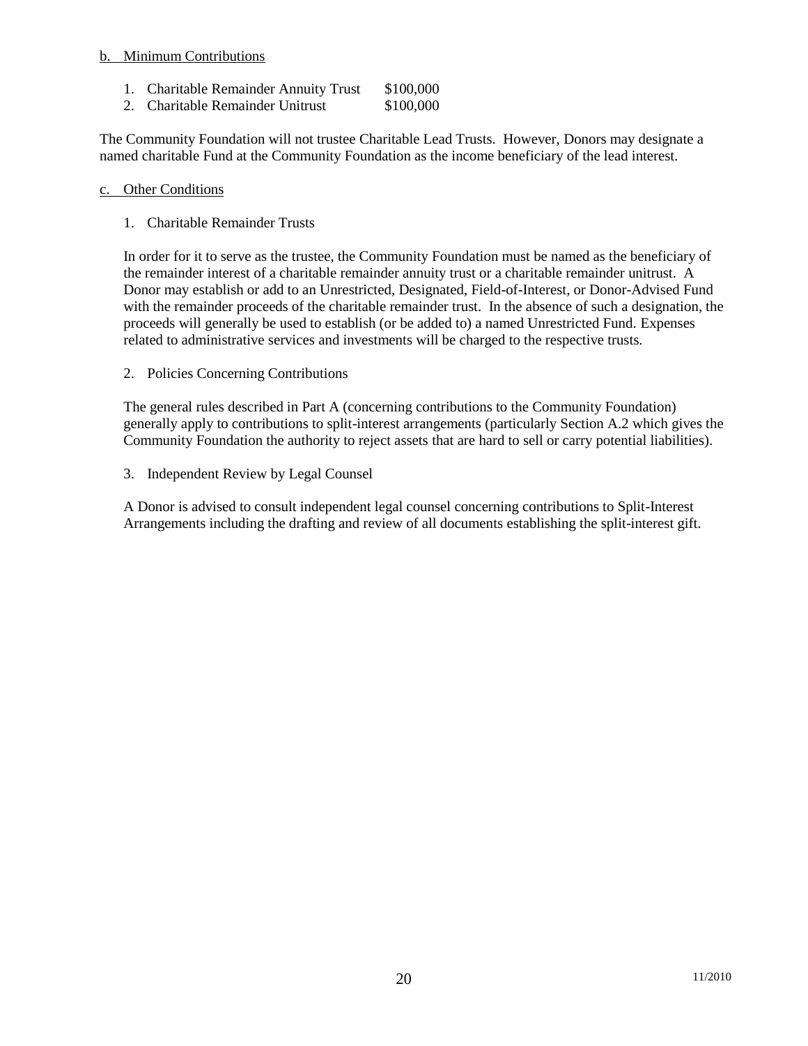b. Minimum Contributions

1. Charitable Remainder Annuity Trust $100,000
2. Charitable Remainder Unitrust $100,000

The Community Foundation will not trustee Charitable Lead Trusts. However, Donors may designate a named charitable Fund at the Community Foundation as the income beneficiary of the lead interest.

c. Other Conditions

1. Charitable Remainder Trusts

In order for it to serve as the trustee, the Community Foundation must be named as the beneficiary of the remainder interest of a charitable remainder annuity trust or a charitable remainder unitrust. A Donor may establish or add to an Unrestricted, Designated, Field-of-Interest, or Donor-Advised Fund with the remainder proceeds of the charitable remainder trust. In the absence of such a designation, the proceeds will generally be used to establish (or be added to) a named Unrestricted Fund. Expenses related to administrative services and investments will be charged to the respective trusts.

2. Policies Concerning Contributions

The general rules described in Part A (concerning contributions to the Community Foundation) generally apply to contributions to split-interest arrangements (particularly Section A.2 which gives the Community Foundation the authority to reject assets that are hard to sell or carry potential liabilities).

3. Independent Review by Legal Counsel

A Donor is advised to consult independent legal counsel concerning contributions to Split-Interest Arrangements including the drafting and review of all documents establishing the split-interest gift.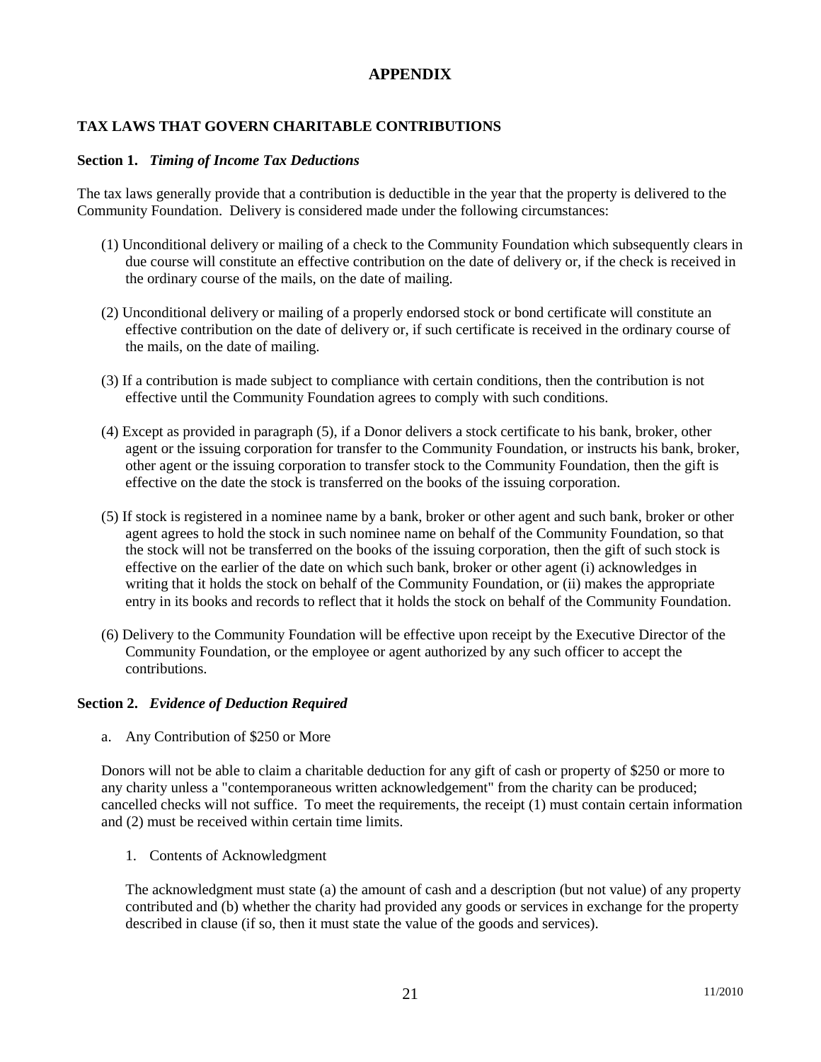# APPENDIX

## TAX LAWS THAT GOVERN CHARITABLE CONTRIBUTIONS

### Section 1. *Timing of Income Tax Deductions*

The tax laws generally provide that a contribution is deductible in the year that the property is delivered to the Community Foundation. Delivery is considered made under the following circumstances:

(1) Unconditional delivery or mailing of a check to the Community Foundation which subsequently clears in due course will constitute an effective contribution on the date of delivery or, if the check is received in the ordinary course of the mails, on the date of mailing.

(2) Unconditional delivery or mailing of a properly endorsed stock or bond certificate will constitute an effective contribution on the date of delivery or, if such certificate is received in the ordinary course of the mails, on the date of mailing.

(3) If a contribution is made subject to compliance with certain conditions, then the contribution is not effective until the Community Foundation agrees to comply with such conditions.

(4) Except as provided in paragraph (5), if a Donor delivers a stock certificate to his bank, broker, other agent or the issuing corporation for transfer to the Community Foundation, or instructs his bank, broker, other agent or the issuing corporation to transfer stock to the Community Foundation, then the gift is effective on the date the stock is transferred on the books of the issuing corporation.

(5) If stock is registered in a nominee name by a bank, broker or other agent and such bank, broker or other agent agrees to hold the stock in such nominee name on behalf of the Community Foundation, so that the stock will not be transferred on the books of the issuing corporation, then the gift of such stock is effective on the earlier of the date on which such bank, broker or other agent (i) acknowledges in writing that it holds the stock on behalf of the Community Foundation, or (ii) makes the appropriate entry in its books and records to reflect that it holds the stock on behalf of the Community Foundation.

(6) Delivery to the Community Foundation will be effective upon receipt by the Executive Director of the Community Foundation, or the employee or agent authorized by any such officer to accept the contributions.

### Section 2. *Evidence of Deduction Required*

a. Any Contribution of $250 or More

Donors will not be able to claim a charitable deduction for any gift of cash or property of $250 or more to any charity unless a "contemporaneous written acknowledgement" from the charity can be produced; cancelled checks will not suffice. To meet the requirements, the receipt (1) must contain certain information and (2) must be received within certain time limits.

1. Contents of Acknowledgment

The acknowledgment must state (a) the amount of cash and a description (but not value) of any property contributed and (b) whether the charity had provided any goods or services in exchange for the property described in clause (if so, then it must state the value of the goods and services).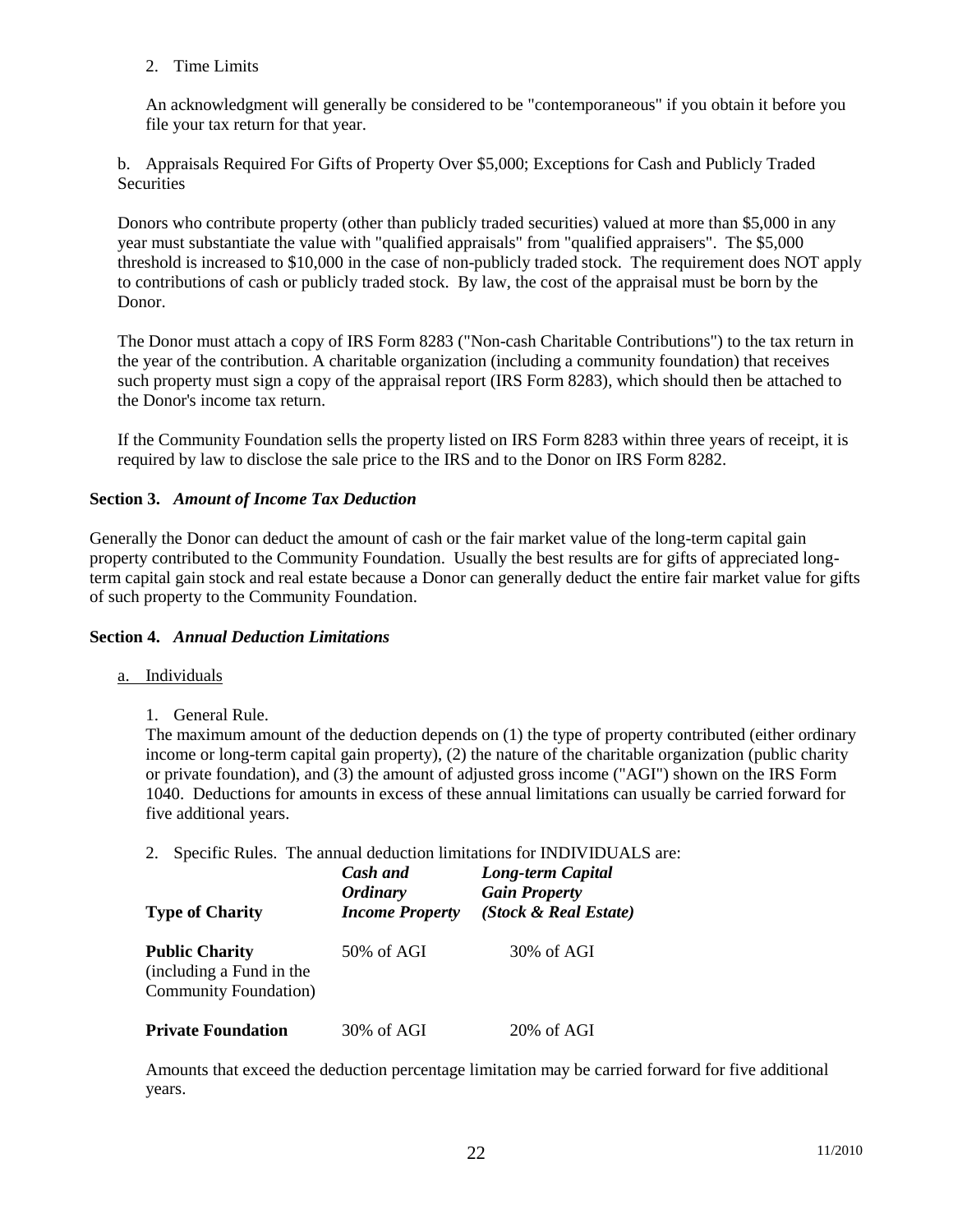2. Time Limits

An acknowledgment will generally be considered to be "contemporaneous" if you obtain it before you file your tax return for that year.

b. Appraisals Required For Gifts of Property Over $5,000; Exceptions for Cash and Publicly Traded Securities

Donors who contribute property (other than publicly traded securities) valued at more than $5,000 in any year must substantiate the value with "qualified appraisals" from "qualified appraisers". The $5,000 threshold is increased to $10,000 in the case of non-publicly traded stock. The requirement does NOT apply to contributions of cash or publicly traded stock. By law, the cost of the appraisal must be born by the Donor.

The Donor must attach a copy of IRS Form 8283 ("Non-cash Charitable Contributions") to the tax return in the year of the contribution. A charitable organization (including a community foundation) that receives such property must sign a copy of the appraisal report (IRS Form 8283), which should then be attached to the Donor's income tax return.

If the Community Foundation sells the property listed on IRS Form 8283 within three years of receipt, it is required by law to disclose the sale price to the IRS and to the Donor on IRS Form 8282.

**Section 3.** ***Amount of Income Tax Deduction***

Generally the Donor can deduct the amount of cash or the fair market value of the long-term capital gain property contributed to the Community Foundation. Usually the best results are for gifts of appreciated long-term capital gain stock and real estate because a Donor can generally deduct the entire fair market value for gifts of such property to the Community Foundation.

**Section 4.** ***Annual Deduction Limitations***

a. Individuals

1. General Rule.
The maximum amount of the deduction depends on (1) the type of property contributed (either ordinary income or long-term capital gain property), (2) the nature of the charitable organization (public charity or private foundation), and (3) the amount of adjusted gross income ("AGI") shown on the IRS Form 1040. Deductions for amounts in excess of these annual limitations can usually be carried forward for five additional years.

2. Specific Rules. The annual deduction limitations for INDIVIDUALS are:

| **Type of Charity** | ***Cash and Ordinary Income Property*** | ***Long-term Capital Gain Property (Stock & Real Estate)*** |
|---|---|---|
| **Public Charity** (including a Fund in the Community Foundation) | 50% of AGI | 30% of AGI |
| **Private Foundation** | 30% of AGI | 20% of AGI |

Amounts that exceed the deduction percentage limitation may be carried forward for five additional years.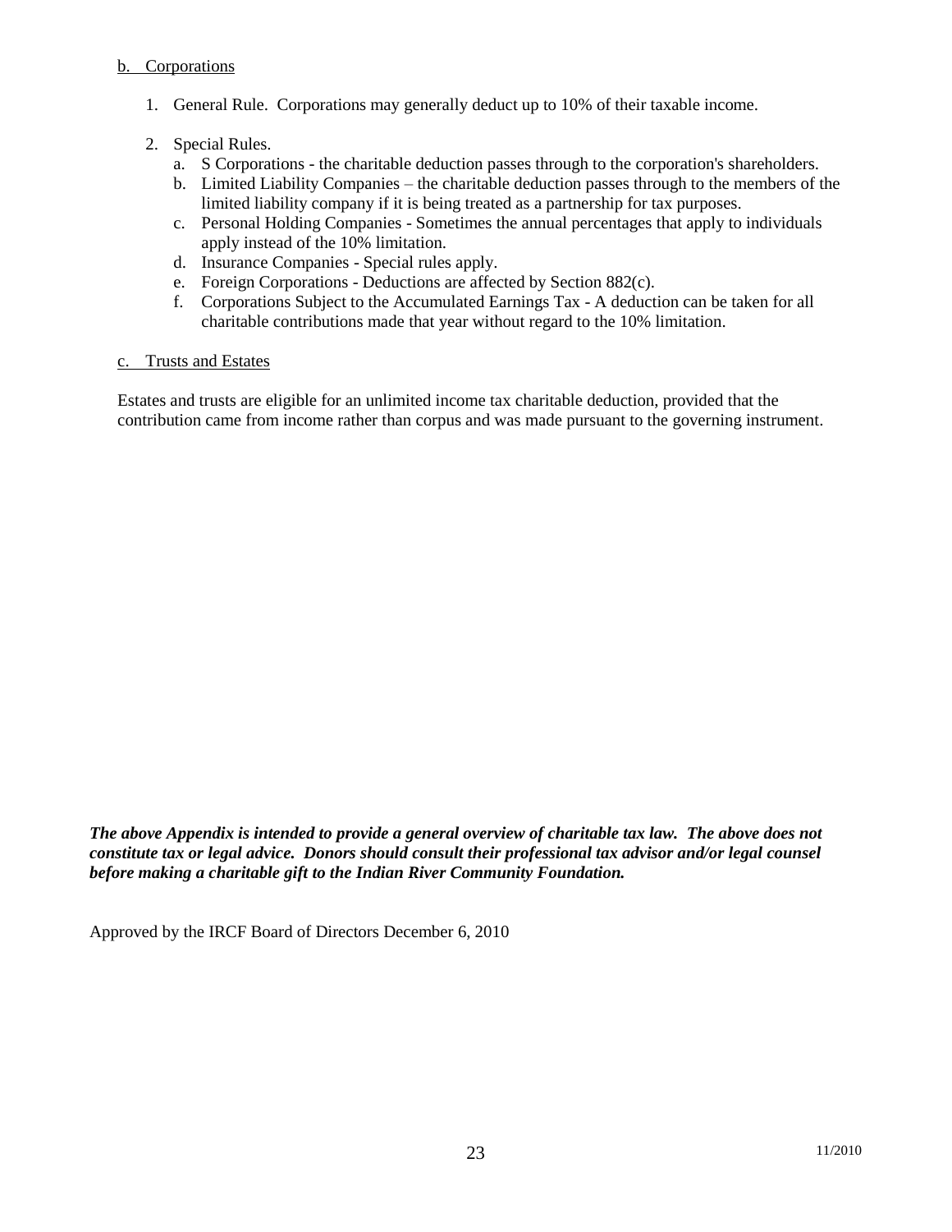b. Corporations

1. General Rule. Corporations may generally deduct up to 10% of their taxable income.

2. Special Rules.
   a. S Corporations - the charitable deduction passes through to the corporation's shareholders.
   b. Limited Liability Companies – the charitable deduction passes through to the members of the limited liability company if it is being treated as a partnership for tax purposes.
   c. Personal Holding Companies - Sometimes the annual percentages that apply to individuals apply instead of the 10% limitation.
   d. Insurance Companies - Special rules apply.
   e. Foreign Corporations - Deductions are affected by Section 882(c).
   f. Corporations Subject to the Accumulated Earnings Tax - A deduction can be taken for all charitable contributions made that year without regard to the 10% limitation.

c. Trusts and Estates

Estates and trusts are eligible for an unlimited income tax charitable deduction, provided that the contribution came from income rather than corpus and was made pursuant to the governing instrument.

***The above Appendix is intended to provide a general overview of charitable tax law. The above does not constitute tax or legal advice. Donors should consult their professional tax advisor and/or legal counsel before making a charitable gift to the Indian River Community Foundation.***

Approved by the IRCF Board of Directors December 6, 2010

11/2010